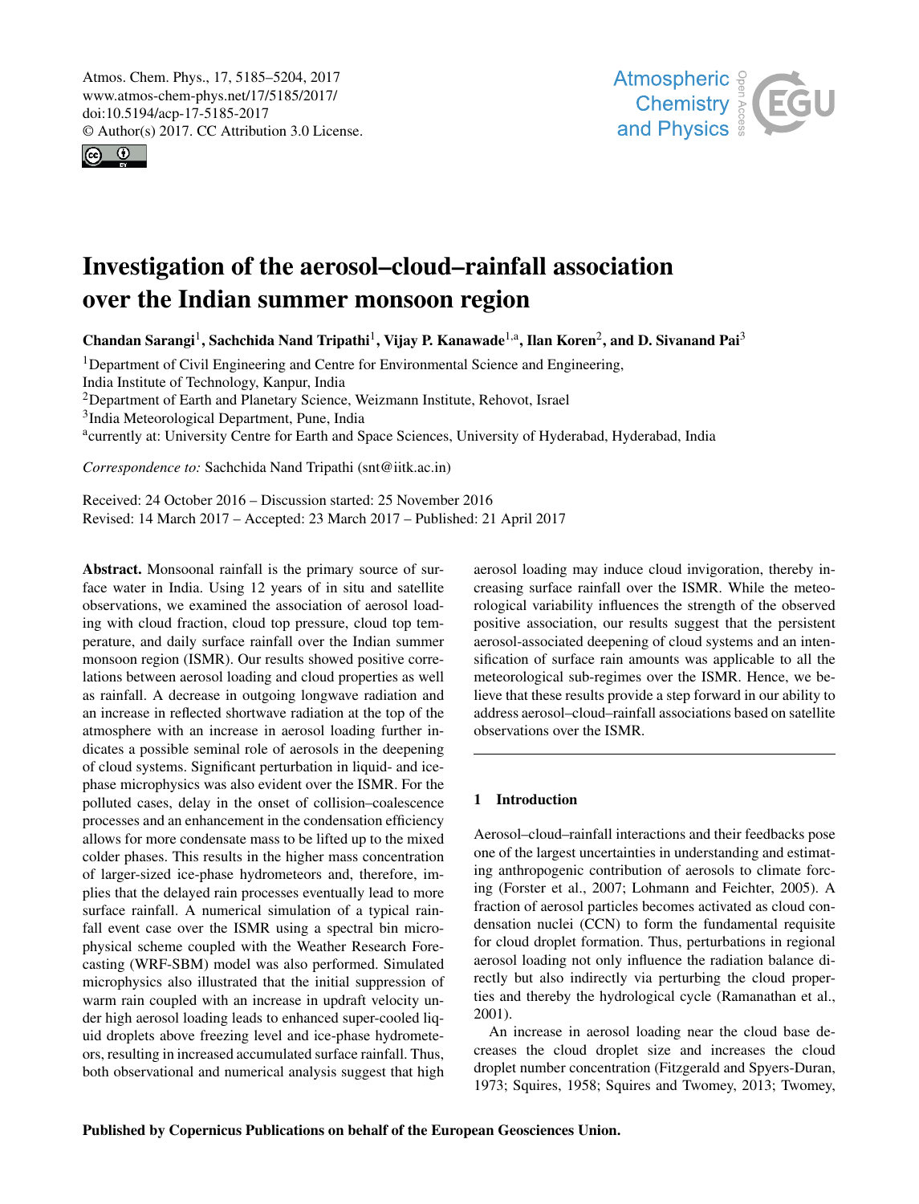Atmos. Chem. Phys., 17, 5185–5204, 2017
www.atmos-chem-phys.net/17/5185/2017/
doi:10.5194/acp-17-5185-2017
© Author(s) 2017. CC Attribution 3.0 License.

# Investigation of the aerosol–cloud–rainfall association over the Indian summer monsoon region

**Chandan Sarangi[1], Sachchida Nand Tripathi[1], Vijay P. Kanawade[1,a], Ilan Koren[2], and D. Sivanand Pai[3]**

[1]Department of Civil Engineering and Centre for Environmental Science and Engineering, India Institute of Technology, Kanpur, India
[2]Department of Earth and Planetary Science, Weizmann Institute, Rehovot, Israel
[3]India Meteorological Department, Pune, India
[a]currently at: University Centre for Earth and Space Sciences, University of Hyderabad, Hyderabad, India

*Correspondence to:* Sachchida Nand Tripathi (snt@iitk.ac.in)

Received: 24 October 2016 – Discussion started: 25 November 2016
Revised: 14 March 2017 – Accepted: 23 March 2017 – Published: 21 April 2017

**Abstract.** Monsoonal rainfall is the primary source of surface water in India. Using 12 years of in situ and satellite observations, we examined the association of aerosol loading with cloud fraction, cloud top pressure, cloud top temperature, and daily surface rainfall over the Indian summer monsoon region (ISMR). Our results showed positive correlations between aerosol loading and cloud properties as well as rainfall. A decrease in outgoing longwave radiation and an increase in reflected shortwave radiation at the top of the atmosphere with an increase in aerosol loading further indicates a possible seminal role of aerosols in the deepening of cloud systems. Significant perturbation in liquid- and ice-phase microphysics was also evident over the ISMR. For the polluted cases, delay in the onset of collision–coalescence processes and an enhancement in the condensation efficiency allows for more condensate mass to be lifted up to the mixed colder phases. This results in the higher mass concentration of larger-sized ice-phase hydrometeors and, therefore, implies that the delayed rain processes eventually lead to more surface rainfall. A numerical simulation of a typical rainfall event case over the ISMR using a spectral bin microphysical scheme coupled with the Weather Research Forecasting (WRF-SBM) model was also performed. Simulated microphysics also illustrated that the initial suppression of warm rain coupled with an increase in updraft velocity under high aerosol loading leads to enhanced super-cooled liquid droplets above freezing level and ice-phase hydrometeors, resulting in increased accumulated surface rainfall. Thus, both observational and numerical analysis suggest that high aerosol loading may induce cloud invigoration, thereby increasing surface rainfall over the ISMR. While the meteorological variability influences the strength of the observed positive association, our results suggest that the persistent aerosol-associated deepening of cloud systems and an intensification of surface rain amounts was applicable to all the meteorological sub-regimes over the ISMR. Hence, we believe that these results provide a step forward in our ability to address aerosol–cloud–rainfall associations based on satellite observations over the ISMR.

## 1 Introduction

Aerosol–cloud–rainfall interactions and their feedbacks pose one of the largest uncertainties in understanding and estimating anthropogenic contribution of aerosols to climate forcing (Forster et al., 2007; Lohmann and Feichter, 2005). A fraction of aerosol particles becomes activated as cloud condensation nuclei (CCN) to form the fundamental requisite for cloud droplet formation. Thus, perturbations in regional aerosol loading not only influence the radiation balance directly but also indirectly via perturbing the cloud properties and thereby the hydrological cycle (Ramanathan et al., 2001).

An increase in aerosol loading near the cloud base decreases the cloud droplet size and increases the cloud droplet number concentration (Fitzgerald and Spyers-Duran, 1973; Squires, 1958; Squires and Twomey, 2013; Twomey,

Published by Copernicus Publications on behalf of the European Geosciences Union.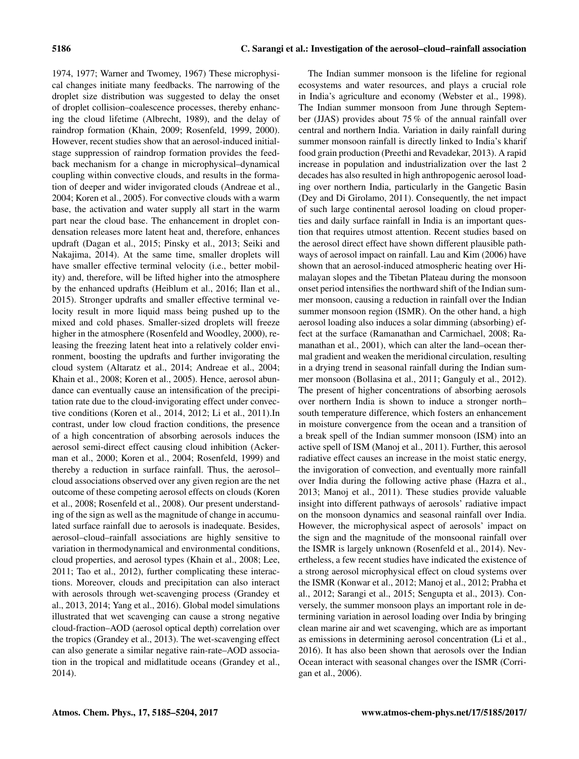1974, 1977; Warner and Twomey, 1967) These microphysical changes initiate many feedbacks. The narrowing of the droplet size distribution was suggested to delay the onset of droplet collision–coalescence processes, thereby enhancing the cloud lifetime (Albrecht, 1989), and the delay of raindrop formation (Khain, 2009; Rosenfeld, 1999, 2000). However, recent studies show that an aerosol-induced initial-stage suppression of raindrop formation provides the feedback mechanism for a change in microphysical–dynamical coupling within convective clouds, and results in the formation of deeper and wider invigorated clouds (Andreae et al., 2004; Koren et al., 2005). For convective clouds with a warm base, the activation and water supply all start in the warm part near the cloud base. The enhancement in droplet condensation releases more latent heat and, therefore, enhances updraft (Dagan et al., 2015; Pinsky et al., 2013; Seiki and Nakajima, 2014). At the same time, smaller droplets will have smaller effective terminal velocity (i.e., better mobility) and, therefore, will be lifted higher into the atmosphere by the enhanced updrafts (Heiblum et al., 2016; Ilan et al., 2015). Stronger updrafts and smaller effective terminal velocity result in more liquid mass being pushed up to the mixed and cold phases. Smaller-sized droplets will freeze higher in the atmosphere (Rosenfeld and Woodley, 2000), releasing the freezing latent heat into a relatively colder environment, boosting the updrafts and further invigorating the cloud system (Altaratz et al., 2014; Andreae et al., 2004; Khain et al., 2008; Koren et al., 2005). Hence, aerosol abundance can eventually cause an intensification of the precipitation rate due to the cloud-invigorating effect under convective conditions (Koren et al., 2014, 2012; Li et al., 2011).In contrast, under low cloud fraction conditions, the presence of a high concentration of absorbing aerosols induces the aerosol semi-direct effect causing cloud inhibition (Ackerman et al., 2000; Koren et al., 2004; Rosenfeld, 1999) and thereby a reduction in surface rainfall. Thus, the aerosol–cloud associations observed over any given region are the net outcome of these competing aerosol effects on clouds (Koren et al., 2008; Rosenfeld et al., 2008). Our present understanding of the sign as well as the magnitude of change in accumulated surface rainfall due to aerosols is inadequate. Besides, aerosol–cloud–rainfall associations are highly sensitive to variation in thermodynamical and environmental conditions, cloud properties, and aerosol types (Khain et al., 2008; Lee, 2011; Tao et al., 2012), further complicating these interactions. Moreover, clouds and precipitation can also interact with aerosols through wet-scavenging process (Grandey et al., 2013, 2014; Yang et al., 2016). Global model simulations illustrated that wet scavenging can cause a strong negative cloud-fraction–AOD (aerosol optical depth) correlation over the tropics (Grandey et al., 2013). The wet-scavenging effect can also generate a similar negative rain-rate–AOD association in the tropical and midlatitude oceans (Grandey et al., 2014).

The Indian summer monsoon is the lifeline for regional ecosystems and water resources, and plays a crucial role in India's agriculture and economy (Webster et al., 1998). The Indian summer monsoon from June through September (JJAS) provides about 75 % of the annual rainfall over central and northern India. Variation in daily rainfall during summer monsoon rainfall is directly linked to India's kharif food grain production (Preethi and Revadekar, 2013). A rapid increase in population and industrialization over the last 2 decades has also resulted in high anthropogenic aerosol loading over northern India, particularly in the Gangetic Basin (Dey and Di Girolamo, 2011). Consequently, the net impact of such large continental aerosol loading on cloud properties and daily surface rainfall in India is an important question that requires utmost attention. Recent studies based on the aerosol direct effect have shown different plausible pathways of aerosol impact on rainfall. Lau and Kim (2006) have shown that an aerosol-induced atmospheric heating over Himalayan slopes and the Tibetan Plateau during the monsoon onset period intensifies the northward shift of the Indian summer monsoon, causing a reduction in rainfall over the Indian summer monsoon region (ISMR). On the other hand, a high aerosol loading also induces a solar dimming (absorbing) effect at the surface (Ramanathan and Carmichael, 2008; Ramanathan et al., 2001), which can alter the land–ocean thermal gradient and weaken the meridional circulation, resulting in a drying trend in seasonal rainfall during the Indian summer monsoon (Bollasina et al., 2011; Ganguly et al., 2012). The present of higher concentrations of absorbing aerosols over northern India is shown to induce a stronger north–south temperature difference, which fosters an enhancement in moisture convergence from the ocean and a transition of a break spell of the Indian summer monsoon (ISM) into an active spell of ISM (Manoj et al., 2011). Further, this aerosol radiative effect causes an increase in the moist static energy, the invigoration of convection, and eventually more rainfall over India during the following active phase (Hazra et al., 2013; Manoj et al., 2011). These studies provide valuable insight into different pathways of aerosols' radiative impact on the monsoon dynamics and seasonal rainfall over India. However, the microphysical aspect of aerosols' impact on the sign and the magnitude of the monsoonal rainfall over the ISMR is largely unknown (Rosenfeld et al., 2014). Nevertheless, a few recent studies have indicated the existence of a strong aerosol microphysical effect on cloud systems over the ISMR (Konwar et al., 2012; Manoj et al., 2012; Prabha et al., 2012; Sarangi et al., 2015; Sengupta et al., 2013). Conversely, the summer monsoon plays an important role in determining variation in aerosol loading over India by bringing clean marine air and wet scavenging, which are as important as emissions in determining aerosol concentration (Li et al., 2016). It has also been shown that aerosols over the Indian Ocean interact with seasonal changes over the ISMR (Corrigan et al., 2006).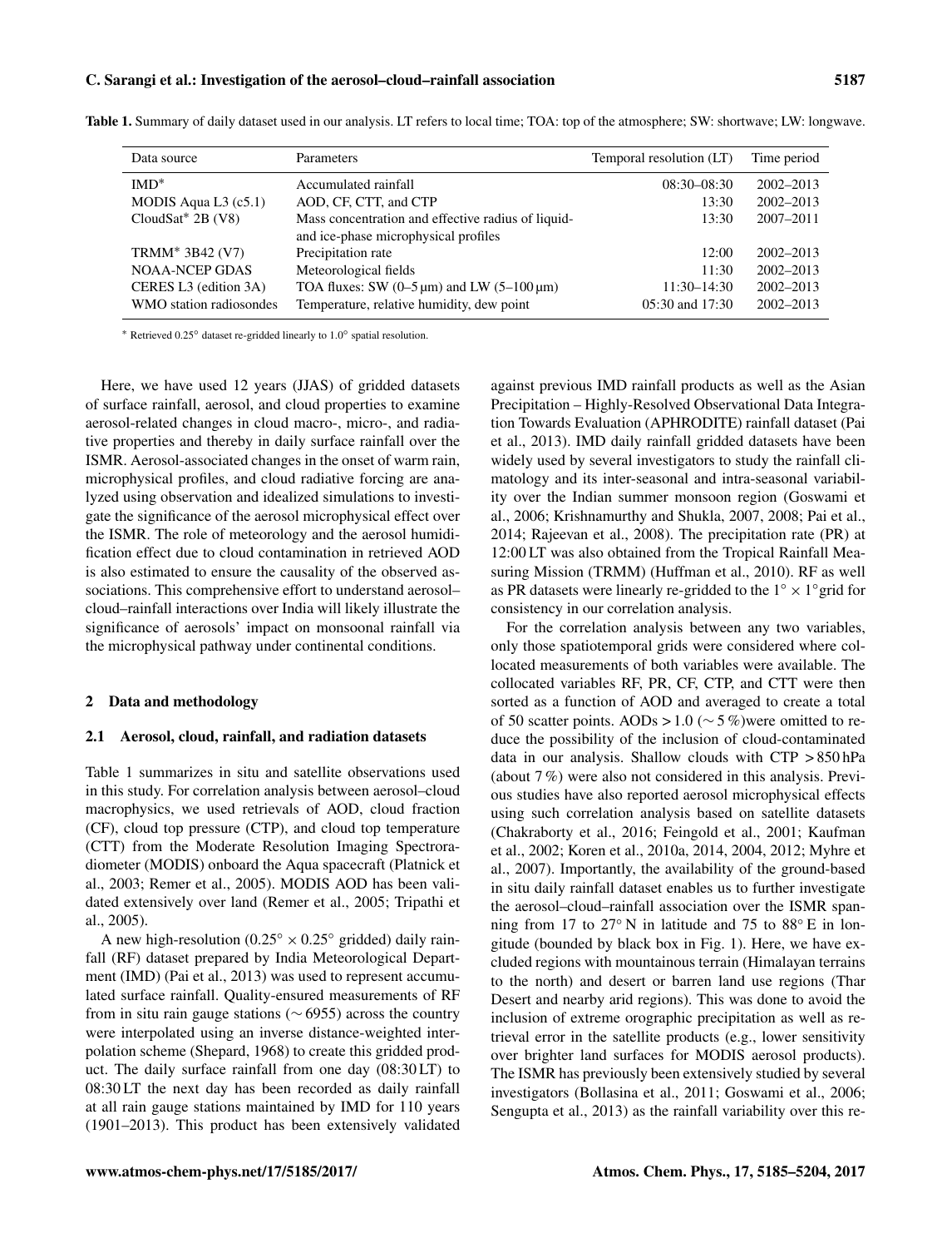**Table 1.** Summary of daily dataset used in our analysis. LT refers to local time; TOA: top of the atmosphere; SW: shortwave; LW: longwave.

| Data source | Parameters | Temporal resolution (LT) | Time period |
|---|---|---|---|
| IMD* | Accumulated rainfall | 08:30–08:30 | 2002–2013 |
| MODIS Aqua L3 (c5.1) | AOD, CF, CTT, and CTP | 13:30 | 2002–2013 |
| CloudSat* 2B (V8) | Mass concentration and effective radius of liquid- and ice-phase microphysical profiles | 13:30 | 2007–2011 |
| TRMM* 3B42 (V7) | Precipitation rate | 12:00 | 2002–2013 |
| NOAA-NCEP GDAS | Meteorological fields | 11:30 | 2002–2013 |
| CERES L3 (edition 3A) | TOA fluxes: SW (0–5 µm) and LW (5–100 µm) | 11:30–14:30 | 2002–2013 |
| WMO station radiosondes | Temperature, relative humidity, dew point | 05:30 and 17:30 | 2002–2013 |

* Retrieved 0.25° dataset re-gridded linearly to 1.0° spatial resolution.

Here, we have used 12 years (JJAS) of gridded datasets of surface rainfall, aerosol, and cloud properties to examine aerosol-related changes in cloud macro-, micro-, and radiative properties and thereby in daily surface rainfall over the ISMR. Aerosol-associated changes in the onset of warm rain, microphysical profiles, and cloud radiative forcing are analyzed using observation and idealized simulations to investigate the significance of the aerosol microphysical effect over the ISMR. The role of meteorology and the aerosol humidification effect due to cloud contamination in retrieved AOD is also estimated to ensure the causality of the observed associations. This comprehensive effort to understand aerosol–cloud–rainfall interactions over India will likely illustrate the significance of aerosols' impact on monsoonal rainfall via the microphysical pathway under continental conditions.

## 2 Data and methodology

### 2.1 Aerosol, cloud, rainfall, and radiation datasets

Table 1 summarizes in situ and satellite observations used in this study. For correlation analysis between aerosol–cloud macrophysics, we used retrievals of AOD, cloud fraction (CF), cloud top pressure (CTP), and cloud top temperature (CTT) from the Moderate Resolution Imaging Spectroradiometer (MODIS) onboard the Aqua spacecraft (Platnick et al., 2003; Remer et al., 2005). MODIS AOD has been validated extensively over land (Remer et al., 2005; Tripathi et al., 2005).

A new high-resolution ($0.25° \times 0.25°$ gridded) daily rainfall (RF) dataset prepared by India Meteorological Department (IMD) (Pai et al., 2013) was used to represent accumulated surface rainfall. Quality-ensured measurements of RF from in situ rain gauge stations ($\sim 6955$) across the country were interpolated using an inverse distance-weighted interpolation scheme (Shepard, 1968) to create this gridded product. The daily surface rainfall from one day (08:30 LT) to 08:30 LT the next day has been recorded as daily rainfall at all rain gauge stations maintained by IMD for 110 years (1901–2013). This product has been extensively validated against previous IMD rainfall products as well as the Asian Precipitation – Highly-Resolved Observational Data Integration Towards Evaluation (APHRODITE) rainfall dataset (Pai et al., 2013). IMD daily rainfall gridded datasets have been widely used by several investigators to study the rainfall climatology and its inter-seasonal and intra-seasonal variability over the Indian summer monsoon region (Goswami et al., 2006; Krishnamurthy and Shukla, 2007, 2008; Pai et al., 2014; Rajeevan et al., 2008). The precipitation rate (PR) at 12:00 LT was also obtained from the Tropical Rainfall Measuring Mission (TRMM) (Huffman et al., 2010). RF as well as PR datasets were linearly re-gridded to the $1° \times 1°$grid for consistency in our correlation analysis.

For the correlation analysis between any two variables, only those spatiotemporal grids were considered where collocated measurements of both variables were available. The collocated variables RF, PR, CF, CTP, and CTT were then sorted as a function of AOD and averaged to create a total of 50 scatter points. AODs $> 1.0$ ($\sim 5$ %)were omitted to reduce the possibility of the inclusion of cloud-contaminated data in our analysis. Shallow clouds with CTP $> 850$ hPa (about 7 %) were also not considered in this analysis. Previous studies have also reported aerosol microphysical effects using such correlation analysis based on satellite datasets (Chakraborty et al., 2016; Feingold et al., 2001; Kaufman et al., 2002; Koren et al., 2010a, 2014, 2004, 2012; Myhre et al., 2007). Importantly, the availability of the ground-based in situ daily rainfall dataset enables us to further investigate the aerosol–cloud–rainfall association over the ISMR spanning from 17 to 27° N in latitude and 75 to 88° E in longitude (bounded by black box in Fig. 1). Here, we have excluded regions with mountainous terrain (Himalayan terrains to the north) and desert or barren land use regions (Thar Desert and nearby arid regions). This was done to avoid the inclusion of extreme orographic precipitation as well as retrieval error in the satellite products (e.g., lower sensitivity over brighter land surfaces for MODIS aerosol products). The ISMR has previously been extensively studied by several investigators (Bollasina et al., 2011; Goswami et al., 2006; Sengupta et al., 2013) as the rainfall variability over this re-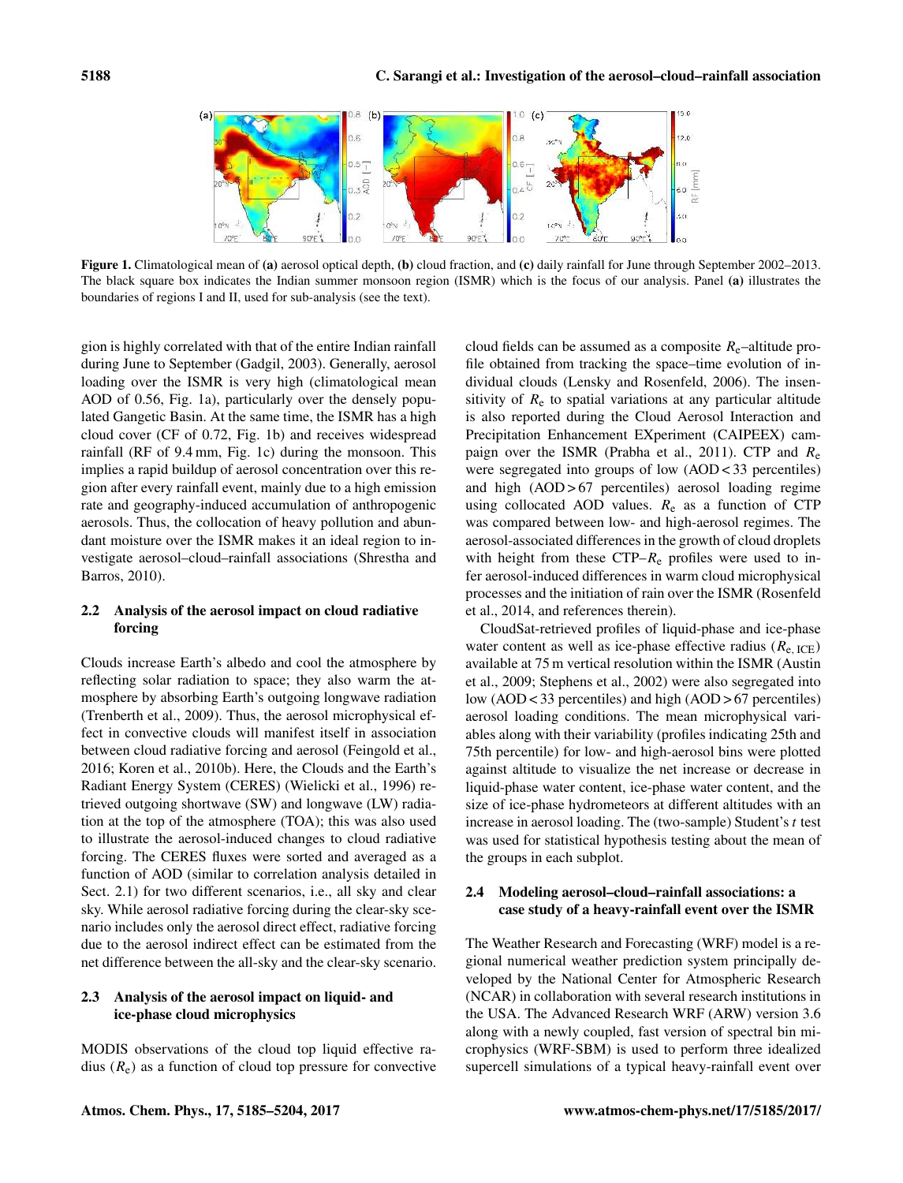**Figure 1.** Climatological mean of **(a)** aerosol optical depth, **(b)** cloud fraction, and **(c)** daily rainfall for June through September 2002–2013. The black square box indicates the Indian summer monsoon region (ISMR) which is the focus of our analysis. Panel **(a)** illustrates the boundaries of regions I and II, used for sub-analysis (see the text).

gion is highly correlated with that of the entire Indian rainfall during June to September (Gadgil, 2003). Generally, aerosol loading over the ISMR is very high (climatological mean AOD of 0.56, Fig. 1a), particularly over the densely populated Gangetic Basin. At the same time, the ISMR has a high cloud cover (CF of 0.72, Fig. 1b) and receives widespread rainfall (RF of 9.4 mm, Fig. 1c) during the monsoon. This implies a rapid buildup of aerosol concentration over this region after every rainfall event, mainly due to a high emission rate and geography-induced accumulation of anthropogenic aerosols. Thus, the collocation of heavy pollution and abundant moisture over the ISMR makes it an ideal region to investigate aerosol–cloud–rainfall associations (Shrestha and Barros, 2010).

### 2.2 Analysis of the aerosol impact on cloud radiative forcing

Clouds increase Earth's albedo and cool the atmosphere by reflecting solar radiation to space; they also warm the atmosphere by absorbing Earth's outgoing longwave radiation (Trenberth et al., 2009). Thus, the aerosol microphysical effect in convective clouds will manifest itself in association between cloud radiative forcing and aerosol (Feingold et al., 2016; Koren et al., 2010b). Here, the Clouds and the Earth's Radiant Energy System (CERES) (Wielicki et al., 1996) retrieved outgoing shortwave (SW) and longwave (LW) radiation at the top of the atmosphere (TOA); this was also used to illustrate the aerosol-induced changes to cloud radiative forcing. The CERES fluxes were sorted and averaged as a function of AOD (similar to correlation analysis detailed in Sect. 2.1) for two different scenarios, i.e., all sky and clear sky. While aerosol radiative forcing during the clear-sky scenario includes only the aerosol direct effect, radiative forcing due to the aerosol indirect effect can be estimated from the net difference between the all-sky and the clear-sky scenario.

### 2.3 Analysis of the aerosol impact on liquid- and ice-phase cloud microphysics

MODIS observations of the cloud top liquid effective radius ($R_e$) as a function of cloud top pressure for convective cloud fields can be assumed as a composite $R_e$–altitude profile obtained from tracking the space–time evolution of individual clouds (Lensky and Rosenfeld, 2006). The insensitivity of $R_e$ to spatial variations at any particular altitude is also reported during the Cloud Aerosol Interaction and Precipitation Enhancement EXperiment (CAIPEEX) campaign over the ISMR (Prabha et al., 2011). CTP and $R_e$ were segregated into groups of low (AOD < 33 percentiles) and high (AOD > 67 percentiles) aerosol loading regime using collocated AOD values. $R_e$ as a function of CTP was compared between low- and high-aerosol regimes. The aerosol-associated differences in the growth of cloud droplets with height from these CTP–$R_e$ profiles were used to infer aerosol-induced differences in warm cloud microphysical processes and the initiation of rain over the ISMR (Rosenfeld et al., 2014, and references therein).

CloudSat-retrieved profiles of liquid-phase and ice-phase water content as well as ice-phase effective radius ($R_{e,\,ICE}$) available at 75 m vertical resolution within the ISMR (Austin et al., 2009; Stephens et al., 2002) were also segregated into low (AOD < 33 percentiles) and high (AOD > 67 percentiles) aerosol loading conditions. The mean microphysical variables along with their variability (profiles indicating 25th and 75th percentile) for low- and high-aerosol bins were plotted against altitude to visualize the net increase or decrease in liquid-phase water content, ice-phase water content, and the size of ice-phase hydrometeors at different altitudes with an increase in aerosol loading. The (two-sample) Student's $t$ test was used for statistical hypothesis testing about the mean of the groups in each subplot.

### 2.4 Modeling aerosol–cloud–rainfall associations: a case study of a heavy-rainfall event over the ISMR

The Weather Research and Forecasting (WRF) model is a regional numerical weather prediction system principally developed by the National Center for Atmospheric Research (NCAR) in collaboration with several research institutions in the USA. The Advanced Research WRF (ARW) version 3.6 along with a newly coupled, fast version of spectral bin microphysics (WRF-SBM) is used to perform three idealized supercell simulations of a typical heavy-rainfall event over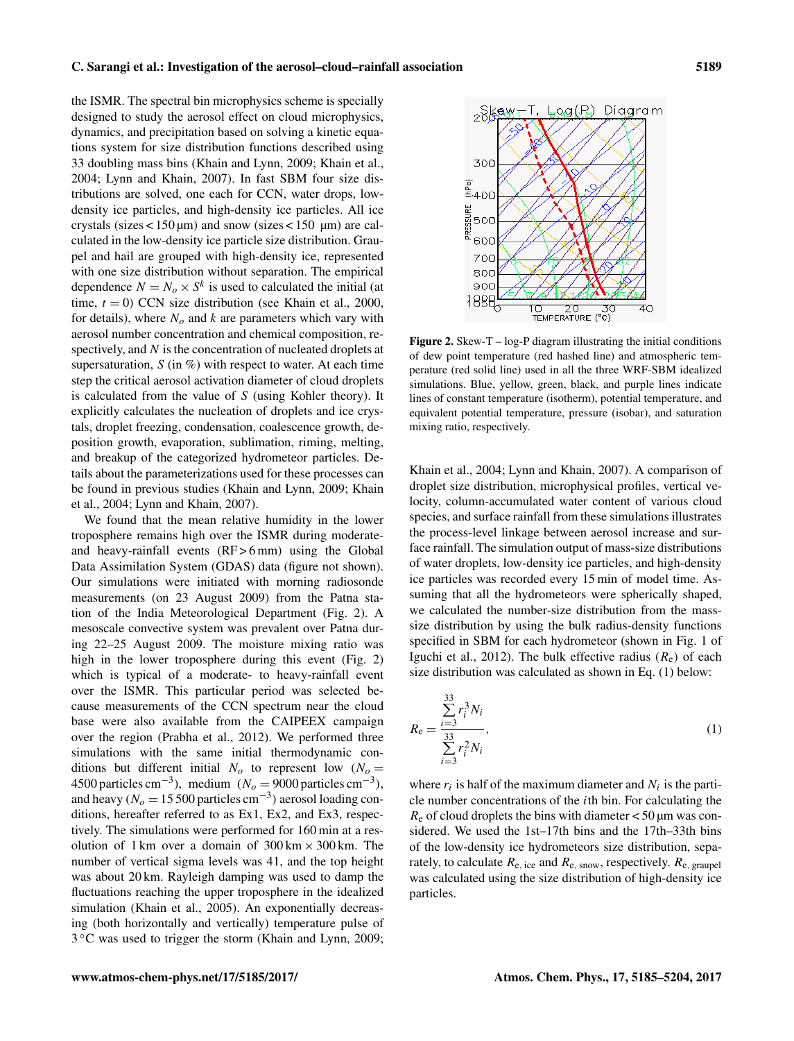the ISMR. The spectral bin microphysics scheme is specially designed to study the aerosol effect on cloud microphysics, dynamics, and precipitation based on solving a kinetic equations system for size distribution functions described using 33 doubling mass bins (Khain and Lynn, 2009; Khain et al., 2004; Lynn and Khain, 2007). In fast SBM four size distributions are solved, one each for CCN, water drops, low-density ice particles, and high-density ice particles. All ice crystals (sizes < 150 µm) and snow (sizes < 150 µm) are calculated in the low-density ice particle size distribution. Graupel and hail are grouped with high-density ice, represented with one size distribution without separation. The empirical dependence $N = N_o \times S^k$ is used to calculated the initial (at time, $t = 0$) CCN size distribution (see Khain et al., 2000, for details), where $N_o$ and $k$ are parameters which vary with aerosol number concentration and chemical composition, respectively, and $N$ is the concentration of nucleated droplets at supersaturation, $S$ (in %) with respect to water. At each time step the critical aerosol activation diameter of cloud droplets is calculated from the value of $S$ (using Kohler theory). It explicitly calculates the nucleation of droplets and ice crystals, droplet freezing, condensation, coalescence growth, deposition growth, evaporation, sublimation, riming, melting, and breakup of the categorized hydrometeor particles. Details about the parameterizations used for these processes can be found in previous studies (Khain and Lynn, 2009; Khain et al., 2004; Lynn and Khain, 2007).

We found that the mean relative humidity in the lower troposphere remains high over the ISMR during moderate- and heavy-rainfall events (RF > 6 mm) using the Global Data Assimilation System (GDAS) data (figure not shown). Our simulations were initiated with morning radiosonde measurements (on 23 August 2009) from the Patna station of the India Meteorological Department (Fig. 2). A mesoscale convective system was prevalent over Patna during 22–25 August 2009. The moisture mixing ratio was high in the lower troposphere during this event (Fig. 2) which is typical of a moderate- to heavy-rainfall event over the ISMR. This particular period was selected because measurements of the CCN spectrum near the cloud base were also available from the CAIPEEX campaign over the region (Prabha et al., 2012). We performed three simulations with the same initial thermodynamic conditions but different initial $N_o$ to represent low ($N_o$ = 4500 particles cm$^{-3}$), medium ($N_o$ = 9000 particles cm$^{-3}$), and heavy ($N_o$ = 15 500 particles cm$^{-3}$) aerosol loading conditions, hereafter referred to as Ex1, Ex2, and Ex3, respectively. The simulations were performed for 160 min at a resolution of 1 km over a domain of 300 km × 300 km. The number of vertical sigma levels was 41, and the top height was about 20 km. Rayleigh damping was used to damp the fluctuations reaching the upper troposphere in the idealized simulation (Khain et al., 2005). An exponentially decreasing (both horizontally and vertically) temperature pulse of 3 °C was used to trigger the storm (Khain and Lynn, 2009; Khain et al., 2004; Lynn and Khain, 2007). A comparison of droplet size distribution, microphysical profiles, vertical velocity, column-accumulated water content of various cloud species, and surface rainfall from these simulations illustrates the process-level linkage between aerosol increase and surface rainfall. The simulation output of mass-size distributions of water droplets, low-density ice particles, and high-density ice particles was recorded every 15 min of model time. Assuming that all the hydrometeors were spherically shaped, we calculated the number-size distribution from the mass-size distribution by using the bulk radius-density functions specified in SBM for each hydrometeor (shown in Fig. 1 of Iguchi et al., 2012). The bulk effective radius ($R_e$) of each size distribution was calculated as shown in Eq. (1) below:

**Figure 2.** Skew-T – log-P diagram illustrating the initial conditions of dew point temperature (red hashed line) and atmospheric temperature (red solid line) used in all the three WRF-SBM idealized simulations. Blue, yellow, green, black, and purple lines indicate lines of constant temperature (isotherm), potential temperature, and equivalent potential temperature, pressure (isobar), and saturation mixing ratio, respectively.

$$R_e = \frac{\sum_{i=3}^{33} r_i^3 N_i}{\sum_{i=3}^{33} r_i^2 N_i}, \tag{1}$$

where $r_i$ is half of the maximum diameter and $N_i$ is the particle number concentrations of the $i$th bin. For calculating the $R_e$ of cloud droplets the bins with diameter < 50 µm was considered. We used the 1st–17th bins and the 17th–33th bins of the low-density ice hydrometeors size distribution, separately, to calculate $R_{e,\,ice}$ and $R_{e,\,snow}$, respectively. $R_{e,\,graupel}$ was calculated using the size distribution of high-density ice particles.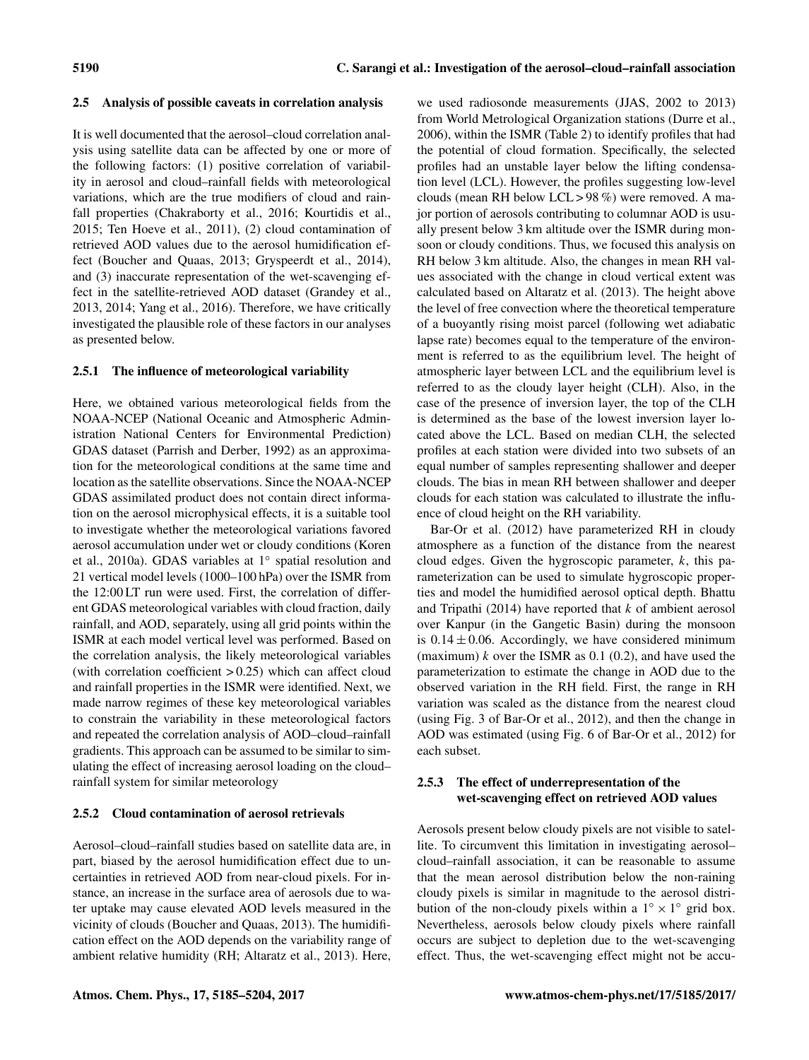### 2.5 Analysis of possible caveats in correlation analysis

It is well documented that the aerosol–cloud correlation analysis using satellite data can be affected by one or more of the following factors: (1) positive correlation of variability in aerosol and cloud–rainfall fields with meteorological variations, which are the true modifiers of cloud and rainfall properties (Chakraborty et al., 2016; Kourtidis et al., 2015; Ten Hoeve et al., 2011), (2) cloud contamination of retrieved AOD values due to the aerosol humidification effect (Boucher and Quaas, 2013; Gryspeerdt et al., 2014), and (3) inaccurate representation of the wet-scavenging effect in the satellite-retrieved AOD dataset (Grandey et al., 2013, 2014; Yang et al., 2016). Therefore, we have critically investigated the plausible role of these factors in our analyses as presented below.

#### 2.5.1 The influence of meteorological variability

Here, we obtained various meteorological fields from the NOAA-NCEP (National Oceanic and Atmospheric Administration National Centers for Environmental Prediction) GDAS dataset (Parrish and Derber, 1992) as an approximation for the meteorological conditions at the same time and location as the satellite observations. Since the NOAA-NCEP GDAS assimilated product does not contain direct information on the aerosol microphysical effects, it is a suitable tool to investigate whether the meteorological variations favored aerosol accumulation under wet or cloudy conditions (Koren et al., 2010a). GDAS variables at $1^{\circ}$ spatial resolution and 21 vertical model levels (1000–100 hPa) over the ISMR from the 12:00 LT run were used. First, the correlation of different GDAS meteorological variables with cloud fraction, daily rainfall, and AOD, separately, using all grid points within the ISMR at each model vertical level was performed. Based on the correlation analysis, the likely meteorological variables (with correlation coefficient $> 0.25$) which can affect cloud and rainfall properties in the ISMR were identified. Next, we made narrow regimes of these key meteorological variables to constrain the variability in these meteorological factors and repeated the correlation analysis of AOD–cloud–rainfall gradients. This approach can be assumed to be similar to simulating the effect of increasing aerosol loading on the cloud–rainfall system for similar meteorology

#### 2.5.2 Cloud contamination of aerosol retrievals

Aerosol–cloud–rainfall studies based on satellite data are, in part, biased by the aerosol humidification effect due to uncertainties in retrieved AOD from near-cloud pixels. For instance, an increase in the surface area of aerosols due to water uptake may cause elevated AOD levels measured in the vicinity of clouds (Boucher and Quaas, 2013). The humidification effect on the AOD depends on the variability range of ambient relative humidity (RH; Altaratz et al., 2013). Here, we used radiosonde measurements (JJAS, 2002 to 2013) from World Metrological Organization stations (Durre et al., 2006), within the ISMR (Table 2) to identify profiles that had the potential of cloud formation. Specifically, the selected profiles had an unstable layer below the lifting condensation level (LCL). However, the profiles suggesting low-level clouds (mean RH below LCL $> 98$ %) were removed. A major portion of aerosols contributing to columnar AOD is usually present below 3 km altitude over the ISMR during monsoon or cloudy conditions. Thus, we focused this analysis on RH below 3 km altitude. Also, the changes in mean RH values associated with the change in cloud vertical extent was calculated based on Altaratz et al. (2013). The height above the level of free convection where the theoretical temperature of a buoyantly rising moist parcel (following wet adiabatic lapse rate) becomes equal to the temperature of the environment is referred to as the equilibrium level. The height of atmospheric layer between LCL and the equilibrium level is referred to as the cloudy layer height (CLH). Also, in the case of the presence of inversion layer, the top of the CLH is determined as the base of the lowest inversion layer located above the LCL. Based on median CLH, the selected profiles at each station were divided into two subsets of an equal number of samples representing shallower and deeper clouds. The bias in mean RH between shallower and deeper clouds for each station was calculated to illustrate the influence of cloud height on the RH variability.

Bar-Or et al. (2012) have parameterized RH in cloudy atmosphere as a function of the distance from the nearest cloud edges. Given the hygroscopic parameter, $k$, this parameterization can be used to simulate hygroscopic properties and model the humidified aerosol optical depth. Bhattu and Tripathi (2014) have reported that $k$ of ambient aerosol over Kanpur (in the Gangetic Basin) during the monsoon is $0.14 \pm 0.06$. Accordingly, we have considered minimum (maximum) $k$ over the ISMR as 0.1 (0.2), and have used the parameterization to estimate the change in AOD due to the observed variation in the RH field. First, the range in RH variation was scaled as the distance from the nearest cloud (using Fig. 3 of Bar-Or et al., 2012), and then the change in AOD was estimated (using Fig. 6 of Bar-Or et al., 2012) for each subset.

#### 2.5.3 The effect of underrepresentation of the wet-scavenging effect on retrieved AOD values

Aerosols present below cloudy pixels are not visible to satellite. To circumvent this limitation in investigating aerosol–cloud–rainfall association, it can be reasonable to assume that the mean aerosol distribution below the non-raining cloudy pixels is similar in magnitude to the aerosol distribution of the non-cloudy pixels within a $1^{\circ} \times 1^{\circ}$ grid box. Nevertheless, aerosols below cloudy pixels where rainfall occurs are subject to depletion due to the wet-scavenging effect. Thus, the wet-scavenging effect might not be accu-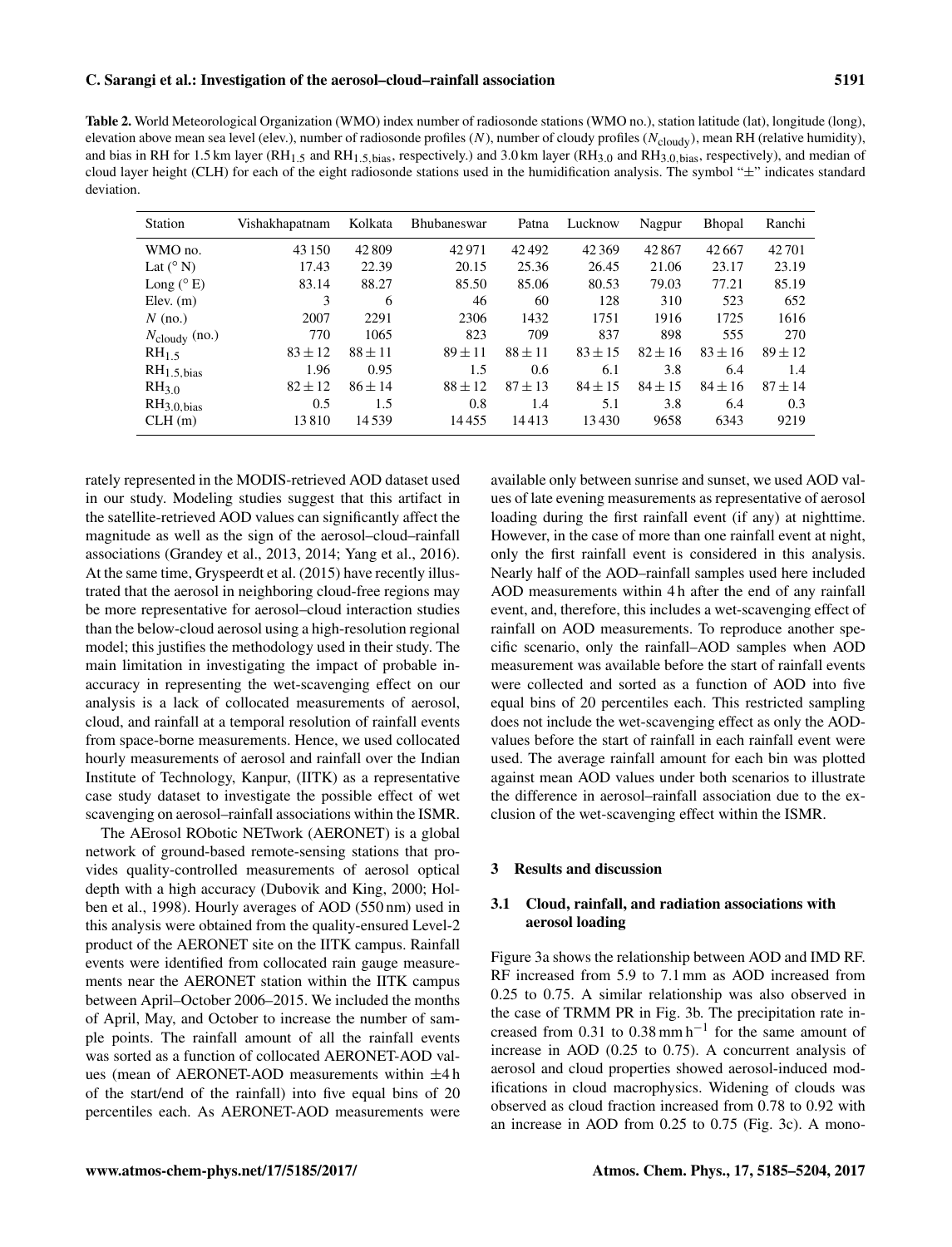**Table 2.** World Meteorological Organization (WMO) index number of radiosonde stations (WMO no.), station latitude (lat), longitude (long), elevation above mean sea level (elev.), number of radiosonde profiles ($N$), number of cloudy profiles ($N_{\text{cloudy}}$), mean RH (relative humidity), and bias in RH for 1.5 km layer ($RH_{1.5}$ and $RH_{1.5,\text{bias}}$, respectively.) and 3.0 km layer ($RH_{3.0}$ and $RH_{3.0,\text{bias}}$, respectively), and median of cloud layer height (CLH) for each of the eight radiosonde stations used in the humidification analysis. The symbol "±" indicates standard deviation.

| Station | Vishakhapatnam | Kolkata | Bhubaneswar | Patna | Lucknow | Nagpur | Bhopal | Ranchi |
|---|---|---|---|---|---|---|---|---|
| WMO no. | 43 150 | 42 809 | 42 971 | 42 492 | 42 369 | 42 867 | 42 667 | 42 701 |
| Lat (° N) | 17.43 | 22.39 | 20.15 | 25.36 | 26.45 | 21.06 | 23.17 | 23.19 |
| Long (° E) | 83.14 | 88.27 | 85.50 | 85.06 | 80.53 | 79.03 | 77.21 | 85.19 |
| Elev. (m) | 3 | 6 | 46 | 60 | 128 | 310 | 523 | 652 |
| $N$ (no.) | 2007 | 2291 | 2306 | 1432 | 1751 | 1916 | 1725 | 1616 |
| $N_{\text{cloudy}}$ (no.) | 770 | 1065 | 823 | 709 | 837 | 898 | 555 | 270 |
| $RH_{1.5}$ | $83 \pm 12$ | $88 \pm 11$ | $89 \pm 11$ | $88 \pm 11$ | $83 \pm 15$ | $82 \pm 16$ | $83 \pm 16$ | $89 \pm 12$ |
| $RH_{1.5,\text{bias}}$ | 1.96 | 0.95 | 1.5 | 0.6 | 6.1 | 3.8 | 6.4 | 1.4 |
| $RH_{3.0}$ | $82 \pm 12$ | $86 \pm 14$ | $88 \pm 12$ | $87 \pm 13$ | $84 \pm 15$ | $84 \pm 15$ | $84 \pm 16$ | $87 \pm 14$ |
| $RH_{3.0,\text{bias}}$ | 0.5 | 1.5 | 0.8 | 1.4 | 5.1 | 3.8 | 6.4 | 0.3 |
| CLH (m) | 13 810 | 14 539 | 14 455 | 14 413 | 13 430 | 9658 | 6343 | 9219 |

rately represented in the MODIS-retrieved AOD dataset used in our study. Modeling studies suggest that this artifact in the satellite-retrieved AOD values can significantly affect the magnitude as well as the sign of the aerosol–cloud–rainfall associations (Grandey et al., 2013, 2014; Yang et al., 2016). At the same time, Gryspeerdt et al. (2015) have recently illustrated that the aerosol in neighboring cloud-free regions may be more representative for aerosol–cloud interaction studies than the below-cloud aerosol using a high-resolution regional model; this justifies the methodology used in their study. The main limitation in investigating the impact of probable inaccuracy in representing the wet-scavenging effect on our analysis is a lack of collocated measurements of aerosol, cloud, and rainfall at a temporal resolution of rainfall events from space-borne measurements. Hence, we used collocated hourly measurements of aerosol and rainfall over the Indian Institute of Technology, Kanpur, (IITK) as a representative case study dataset to investigate the possible effect of wet scavenging on aerosol–rainfall associations within the ISMR.

The AErosol RObotic NETwork (AERONET) is a global network of ground-based remote-sensing stations that provides quality-controlled measurements of aerosol optical depth with a high accuracy (Dubovik and King, 2000; Holben et al., 1998). Hourly averages of AOD (550 nm) used in this analysis were obtained from the quality-ensured Level-2 product of the AERONET site on the IITK campus. Rainfall events were identified from collocated rain gauge measurements near the AERONET station within the IITK campus between April–October 2006–2015. We included the months of April, May, and October to increase the number of sample points. The rainfall amount of all the rainfall events was sorted as a function of collocated AERONET-AOD values (mean of AERONET-AOD measurements within ±4 h of the start/end of the rainfall) into five equal bins of 20 percentiles each. As AERONET-AOD measurements were available only between sunrise and sunset, we used AOD values of late evening measurements as representative of aerosol loading during the first rainfall event (if any) at nighttime. However, in the case of more than one rainfall event at night, only the first rainfall event is considered in this analysis. Nearly half of the AOD–rainfall samples used here included AOD measurements within 4 h after the end of any rainfall event, and, therefore, this includes a wet-scavenging effect of rainfall on AOD measurements. To reproduce another specific scenario, only the rainfall–AOD samples when AOD measurement was available before the start of rainfall events were collected and sorted as a function of AOD into five equal bins of 20 percentiles each. This restricted sampling does not include the wet-scavenging effect as only the AOD-values before the start of rainfall in each rainfall event were used. The average rainfall amount for each bin was plotted against mean AOD values under both scenarios to illustrate the difference in aerosol–rainfall association due to the exclusion of the wet-scavenging effect within the ISMR.

## 3 Results and discussion

### 3.1 Cloud, rainfall, and radiation associations with aerosol loading

Figure 3a shows the relationship between AOD and IMD RF. RF increased from 5.9 to 7.1 mm as AOD increased from 0.25 to 0.75. A similar relationship was also observed in the case of TRMM PR in Fig. 3b. The precipitation rate increased from 0.31 to 0.38 mm $h^{-1}$ for the same amount of increase in AOD (0.25 to 0.75). A concurrent analysis of aerosol and cloud properties showed aerosol-induced modifications in cloud macrophysics. Widening of clouds was observed as cloud fraction increased from 0.78 to 0.92 with an increase in AOD from 0.25 to 0.75 (Fig. 3c). A mono-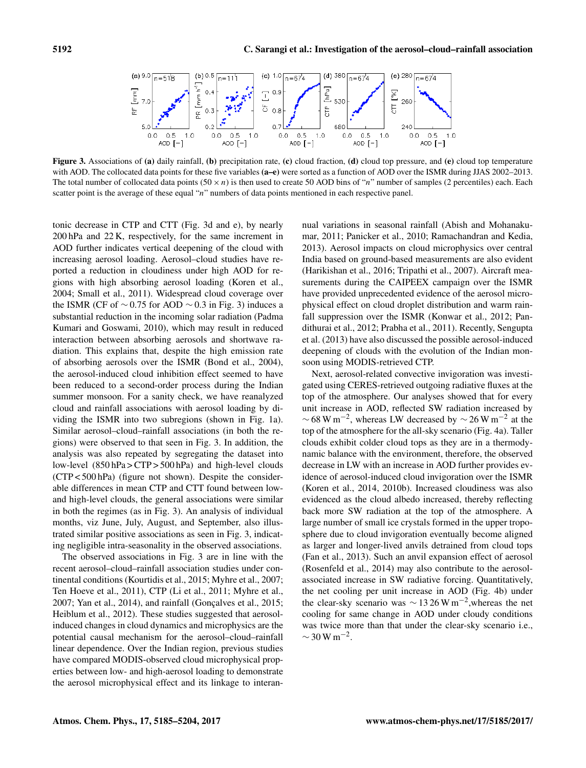Figure 3. Associations of (a) daily rainfall, (b) precipitation rate, (c) cloud fraction, (d) cloud top pressure, and (e) cloud top temperature with AOD. The collocated data points for these five variables (a–e) were sorted as a function of AOD over the ISMR during JJAS 2002–2013. The total number of collocated data points ($50 \times n$) is then used to create 50 AOD bins of "$n$" number of samples (2 percentiles) each. Each scatter point is the average of these equal "$n$" numbers of data points mentioned in each respective panel.

tonic decrease in CTP and CTT (Fig. 3d and e), by nearly 200 hPa and 22 K, respectively, for the same increment in AOD further indicates vertical deepening of the cloud with increasing aerosol loading. Aerosol–cloud studies have reported a reduction in cloudiness under high AOD for regions with high absorbing aerosol loading (Koren et al., 2004; Small et al., 2011). Widespread cloud coverage over the ISMR (CF of $\sim 0.75$ for AOD $\sim 0.3$ in Fig. 3) induces a substantial reduction in the incoming solar radiation (Padma Kumari and Goswami, 2010), which may result in reduced interaction between absorbing aerosols and shortwave radiation. This explains that, despite the high emission rate of absorbing aerosols over the ISMR (Bond et al., 2004), the aerosol-induced cloud inhibition effect seemed to have been reduced to a second-order process during the Indian summer monsoon. For a sanity check, we have reanalyzed cloud and rainfall associations with aerosol loading by dividing the ISMR into two subregions (shown in Fig. 1a). Similar aerosol–cloud–rainfall associations (in both the regions) were observed to that seen in Fig. 3. In addition, the analysis was also repeated by segregating the dataset into low-level ($850\,\text{hPa} > \text{CTP} > 500\,\text{hPa}$) and high-level clouds ($\text{CTP} < 500\,\text{hPa}$) (figure not shown). Despite the considerable differences in mean CTP and CTT found between low- and high-level clouds, the general associations were similar in both the regimes (as in Fig. 3). An analysis of individual months, viz June, July, August, and September, also illustrated similar positive associations as seen in Fig. 3, indicating negligible intra-seasonality in the observed associations.

The observed associations in Fig. 3 are in line with the recent aerosol–cloud–rainfall association studies under continental conditions (Kourtidis et al., 2015; Myhre et al., 2007; Ten Hoeve et al., 2011), CTP (Li et al., 2011; Myhre et al., 2007; Yan et al., 2014), and rainfall (Gonçalves et al., 2015; Heiblum et al., 2012). These studies suggested that aerosol-induced changes in cloud dynamics and microphysics are the potential causal mechanism for the aerosol–cloud–rainfall linear dependence. Over the Indian region, previous studies have compared MODIS-observed cloud microphysical properties between low- and high-aerosol loading to demonstrate the aerosol microphysical effect and its linkage to interannual variations in seasonal rainfall (Abish and Mohanakumar, 2011; Panicker et al., 2010; Ramachandran and Kedia, 2013). Aerosol impacts on cloud microphysics over central India based on ground-based measurements are also evident (Harikishan et al., 2016; Tripathi et al., 2007). Aircraft measurements during the CAIPEEX campaign over the ISMR have provided unprecedented evidence of the aerosol microphysical effect on cloud droplet distribution and warm rainfall suppression over the ISMR (Konwar et al., 2012; Pandithurai et al., 2012; Prabha et al., 2011). Recently, Sengupta et al. (2013) have also discussed the possible aerosol-induced deepening of clouds with the evolution of the Indian monsoon using MODIS-retrieved CTP.

Next, aerosol-related convective invigoration was investigated using CERES-retrieved outgoing radiative fluxes at the top of the atmosphere. Our analyses showed that for every unit increase in AOD, reflected SW radiation increased by $\sim 68\,\text{W}\,\text{m}^{-2}$, whereas LW decreased by $\sim 26\,\text{W}\,\text{m}^{-2}$ at the top of the atmosphere for the all-sky scenario (Fig. 4a). Taller clouds exhibit colder cloud tops as they are in a thermodynamic balance with the environment, therefore, the observed decrease in LW with an increase in AOD further provides evidence of aerosol-induced cloud invigoration over the ISMR (Koren et al., 2014, 2010b). Increased cloudiness was also evidenced as the cloud albedo increased, thereby reflecting back more SW radiation at the top of the atmosphere. A large number of small ice crystals formed in the upper troposphere due to cloud invigoration eventually become aligned as larger and longer-lived anvils detrained from cloud tops (Fan et al., 2013). Such an anvil expansion effect of aerosol (Rosenfeld et al., 2014) may also contribute to the aerosol-associated increase in SW radiative forcing. Quantitatively, the net cooling per unit increase in AOD (Fig. 4b) under the clear-sky scenario was $\sim 13\,26\,\text{W}\,\text{m}^{-2}$,whereas the net cooling for same change in AOD under cloudy conditions was twice more than that under the clear-sky scenario i.e., $\sim 30\,\text{W}\,\text{m}^{-2}$.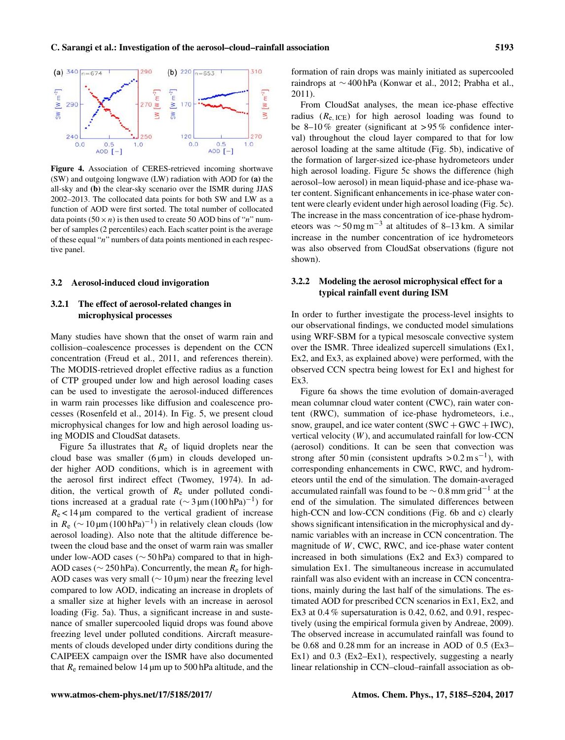Figure 4. Association of CERES-retrieved incoming shortwave (SW) and outgoing longwave (LW) radiation with AOD for **(a)** the all-sky and **(b)** the clear-sky scenario over the ISMR during JJAS 2002–2013. The collocated data points for both SW and LW as a function of AOD were first sorted. The total number of collocated data points ($50 \times n$) is then used to create 50 AOD bins of "$n$" number of samples (2 percentiles) each. Each scatter point is the average of these equal "$n$" numbers of data points mentioned in each respective panel.

### 3.2 Aerosol-induced cloud invigoration

#### 3.2.1 The effect of aerosol-related changes in microphysical processes

Many studies have shown that the onset of warm rain and collision–coalescence processes is dependent on the CCN concentration (Freud et al., 2011, and references therein). The MODIS-retrieved droplet effective radius as a function of CTP grouped under low and high aerosol loading cases can be used to investigate the aerosol-induced differences in warm rain processes like diffusion and coalescence processes (Rosenfeld et al., 2014). In Fig. 5, we present cloud microphysical changes for low and high aerosol loading using MODIS and CloudSat datasets.

Figure 5a illustrates that $R_e$ of liquid droplets near the cloud base was smaller (6 µm) in clouds developed under higher AOD conditions, which is in agreement with the aerosol first indirect effect (Twomey, 1974). In addition, the vertical growth of $R_e$ under polluted conditions increased at a gradual rate ($\sim 3\,\mu\mathrm{m}\,(100\,\mathrm{hPa})^{-1}$) for $R_e < 14\,\mu\mathrm{m}$ compared to the vertical gradient of increase in $R_e$ ($\sim 10\,\mu\mathrm{m}\,(100\,\mathrm{hPa})^{-1}$) in relatively clean clouds (low aerosol loading). Also note that the altitude difference between the cloud base and the onset of warm rain was smaller under low-AOD cases ($\sim 50$ hPa) compared to that in high-AOD cases ($\sim 250$ hPa). Concurrently, the mean $R_e$ for high-AOD cases was very small ($\sim 10\,\mu\mathrm{m}$) near the freezing level compared to low AOD, indicating an increase in droplets of a smaller size at higher levels with an increase in aerosol loading (Fig. 5a). Thus, a significant increase in and sustenance of smaller supercooled liquid drops was found above freezing level under polluted conditions. Aircraft measurements of clouds developed under dirty conditions during the CAIPEEX campaign over the ISMR have also documented that $R_e$ remained below 14 µm up to 500 hPa altitude, and the formation of rain drops was mainly initiated as supercooled raindrops at $\sim 400$ hPa (Konwar et al., 2012; Prabha et al., 2011).

From CloudSat analyses, the mean ice-phase effective radius ($R_{e,\mathrm{ICE}}$) for high aerosol loading was found to be 8–10 % greater (significant at >95 % confidence interval) throughout the cloud layer compared to that for low aerosol loading at the same altitude (Fig. 5b), indicative of the formation of larger-sized ice-phase hydrometeors under high aerosol loading. Figure 5c shows the difference (high aerosol–low aerosol) in mean liquid-phase and ice-phase water content. Significant enhancements in ice-phase water content were clearly evident under high aerosol loading (Fig. 5c). The increase in the mass concentration of ice-phase hydrometeors was $\sim 50\,\mathrm{mg\,m^{-3}}$ at altitudes of 8–13 km. A similar increase in the number concentration of ice hydrometeors was also observed from CloudSat observations (figure not shown).

#### 3.2.2 Modeling the aerosol microphysical effect for a typical rainfall event during ISM

In order to further investigate the process-level insights to our observational findings, we conducted model simulations using WRF-SBM for a typical mesoscale convective system over the ISMR. Three idealized supercell simulations (Ex1, Ex2, and Ex3, as explained above) were performed, with the observed CCN spectra being lowest for Ex1 and highest for Ex3.

Figure 6a shows the time evolution of domain-averaged mean columnar cloud water content (CWC), rain water content (RWC), summation of ice-phase hydrometeors, i.e., snow, graupel, and ice water content (SWC + GWC + IWC), vertical velocity ($W$), and accumulated rainfall for low-CCN (aerosol) conditions. It can be seen that convection was strong after 50 min (consistent updrafts $>0.2\,\mathrm{m\,s^{-1}}$), with corresponding enhancements in CWC, RWC, and hydrometeors until the end of the simulation. The domain-averaged accumulated rainfall was found to be $\sim 0.8\,\mathrm{mm\,grid^{-1}}$ at the end of the simulation. The simulated differences between high-CCN and low-CCN conditions (Fig. 6b and c) clearly shows significant intensification in the microphysical and dynamic variables with an increase in CCN concentration. The magnitude of $W$, CWC, RWC, and ice-phase water content increased in both simulations (Ex2 and Ex3) compared to simulation Ex1. The simultaneous increase in accumulated rainfall was also evident with an increase in CCN concentrations, mainly during the last half of the simulations. The estimated AOD for prescribed CCN scenarios in Ex1, Ex2, and Ex3 at 0.4 % supersaturation is 0.42, 0.62, and 0.91, respectively (using the empirical formula given by Andreae, 2009). The observed increase in accumulated rainfall was found to be 0.68 and 0.28 mm for an increase in AOD of 0.5 (Ex3–Ex1) and 0.3 (Ex2–Ex1), respectively, suggesting a nearly linear relationship in CCN–cloud–rainfall association as ob-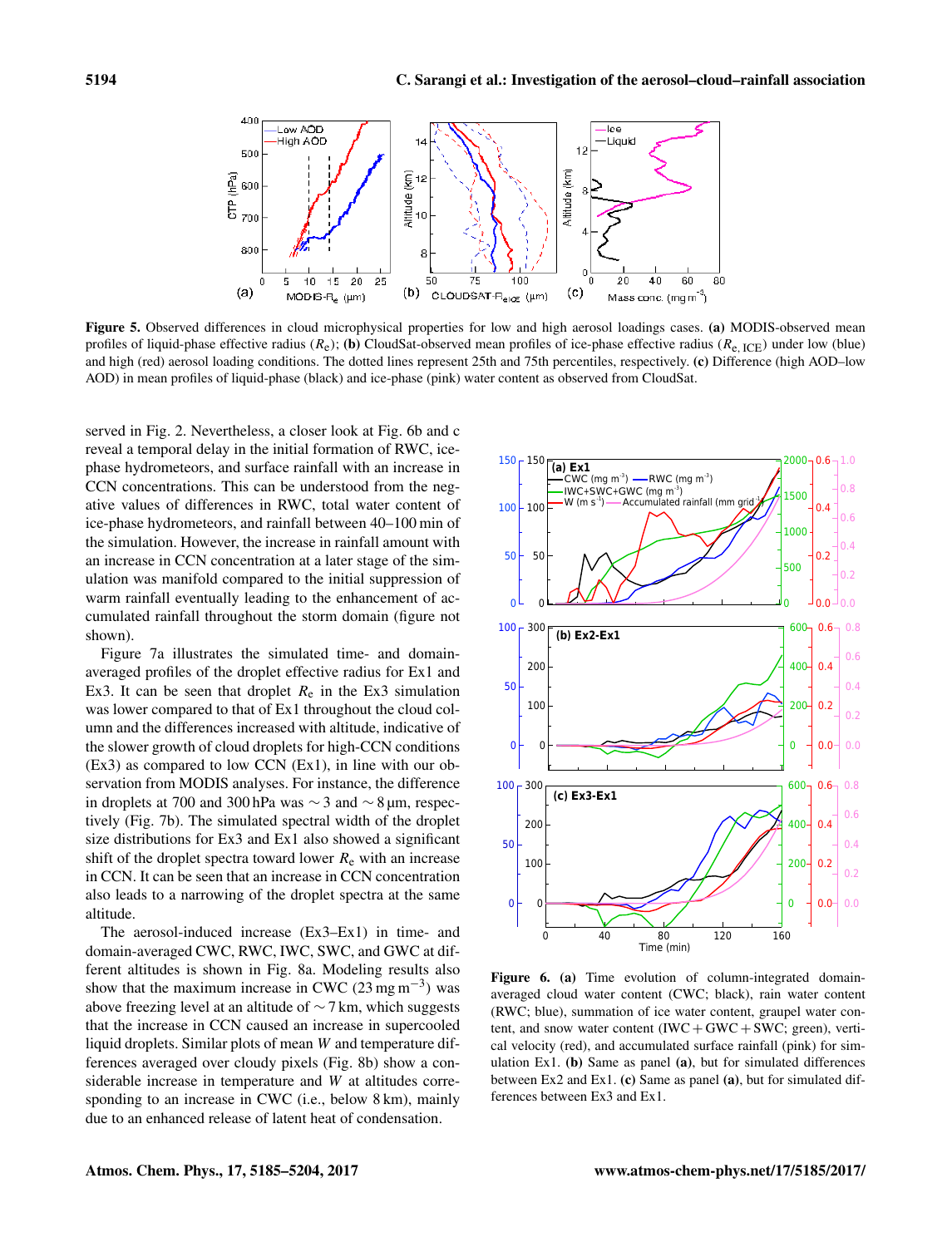**Figure 5.** Observed differences in cloud microphysical properties for low and high aerosol loadings cases. **(a)** MODIS-observed mean profiles of liquid-phase effective radius ($R_e$); **(b)** CloudSat-observed mean profiles of ice-phase effective radius ($R_{e,\,ICE}$) under low (blue) and high (red) aerosol loading conditions. The dotted lines represent 25th and 75th percentiles, respectively. **(c)** Difference (high AOD–low AOD) in mean profiles of liquid-phase (black) and ice-phase (pink) water content as observed from CloudSat.

served in Fig. 2. Nevertheless, a closer look at Fig. 6b and c reveal a temporal delay in the initial formation of RWC, ice-phase hydrometeors, and surface rainfall with an increase in CCN concentrations. This can be understood from the negative values of differences in RWC, total water content of ice-phase hydrometeors, and rainfall between 40–100 min of the simulation. However, the increase in rainfall amount with an increase in CCN at a later stage of the simulation was manifold compared to the initial suppression of warm rainfall eventually leading to the enhancement of accumulated rainfall throughout the storm domain (figure not shown).

Figure 7a illustrates the simulated time- and domain-averaged profiles of the droplet effective radius for Ex1 and Ex3. It can be seen that droplet $R_e$ in the Ex3 simulation was lower compared to that of Ex1 throughout the cloud column and the differences increased with altitude, indicative of the slower growth of cloud droplets for high-CCN conditions (Ex3) as compared to low CCN (Ex1), in line with our observation from MODIS analyses. For instance, the difference in droplets at 700 and 300 hPa was $\sim 3$ and $\sim 8$ µm, respectively (Fig. 7b). The simulated spectral width of the droplet size distributions for Ex3 and Ex1 also showed a significant shift of the droplet spectra toward lower $R_e$ with an increase in CCN. It can be seen that an increase in CCN concentration also leads to a narrowing of the droplet spectra at the same altitude.

The aerosol-induced increase (Ex3–Ex1) in time- and domain-averaged CWC, RWC, IWC, SWC, and GWC at different altitudes is shown in Fig. 8a. Modeling results also show that the maximum increase in CWC (23 mg m$^{-3}$) was above freezing level at an altitude of $\sim 7$ km, which suggests that the increase in CCN caused an increase in supercooled liquid droplets. Similar plots of mean $W$ and temperature differences averaged over cloudy pixels (Fig. 8b) show a considerable increase in temperature and $W$ at altitudes corresponding to an increase in CWC (i.e., below 8 km), mainly due to an enhanced release of latent heat of condensation.

**Figure 6.** **(a)** Time evolution of column-integrated domain-averaged cloud water content (CWC; black), rain water content (RWC; blue), summation of ice water content, graupel water content, and snow water content (IWC + GWC + SWC; green), vertical velocity (red), and accumulated surface rainfall (pink) for simulation Ex1. **(b)** Same as panel **(a)**, but for simulated differences between Ex2 and Ex1. **(c)** Same as panel **(a)**, but for simulated differences between Ex3 and Ex1.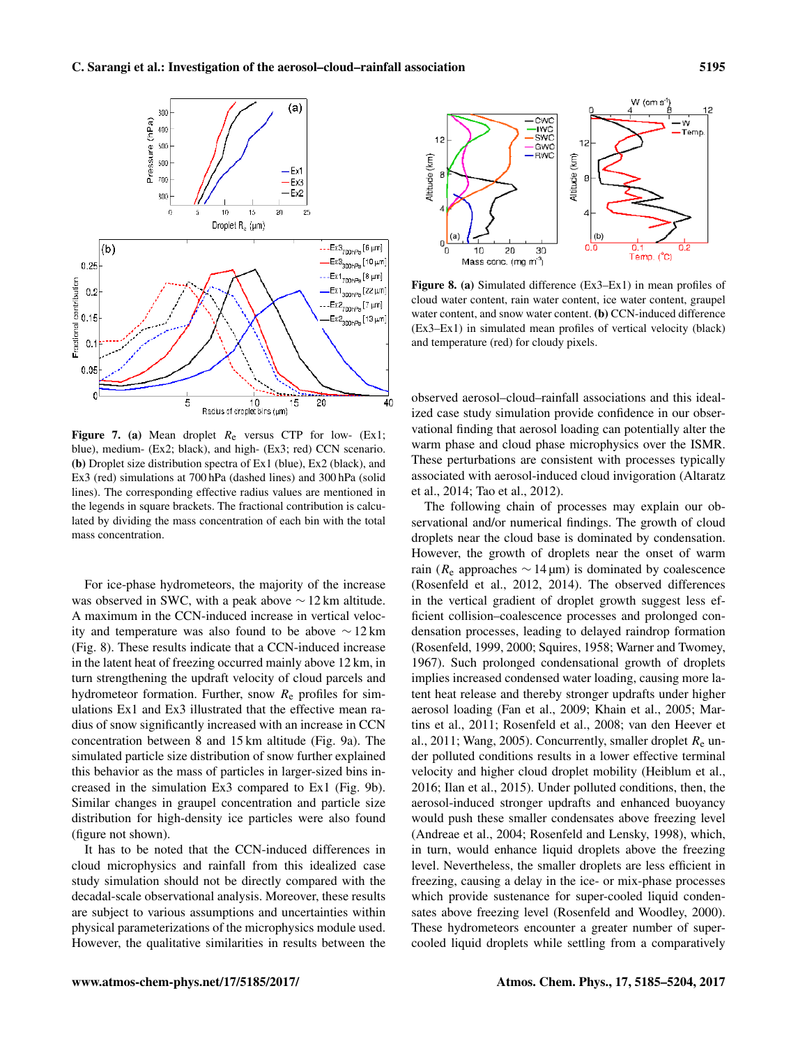**Figure 7. (a)** Mean droplet $R_e$ versus CTP for low- (Ex1; blue), medium- (Ex2; black), and high- (Ex3; red) CCN scenario. **(b)** Droplet size distribution spectra of Ex1 (blue), Ex2 (black), and Ex3 (red) simulations at 700 hPa (dashed lines) and 300 hPa (solid lines). The corresponding effective radius values are mentioned in the legends in square brackets. The fractional contribution is calculated by dividing the mass concentration of each bin with the total mass concentration.

For ice-phase hydrometeors, the majority of the increase was observed in SWC, with a peak above ∼ 12 km altitude. A maximum in the CCN-induced increase in vertical velocity and temperature was also found to be above ∼ 12 km (Fig. 8). These results indicate that a CCN-induced increase in the latent heat of freezing occurred mainly above 12 km, in turn strengthening the updraft velocity of cloud parcels and hydrometeor formation. Further, snow $R_e$ profiles for simulations Ex1 and Ex3 illustrated that the effective mean radius of snow significantly increased with an increase in CCN concentration between 8 and 15 km altitude (Fig. 9a). The simulated particle size distribution of snow further explained this behavior as the mass of particles in larger-sized bins increased in the simulation Ex3 compared to Ex1 (Fig. 9b). Similar changes in graupel concentration and particle size distribution for high-density ice particles were also found (figure not shown).

It has to be noted that the CCN-induced differences in cloud microphysics and rainfall from this idealized case study simulation should not be directly compared with the decadal-scale observational analysis. Moreover, these results are subject to various assumptions and uncertainties within physical parameterizations of the microphysics module used. However, the qualitative similarities in results between the observed aerosol–cloud–rainfall associations and this idealized case study simulation provide confidence in our observational finding that aerosol loading can potentially alter the warm phase and cloud phase microphysics over the ISMR. These perturbations are consistent with processes typically associated with aerosol-induced cloud invigoration (Altaratz et al., 2014; Tao et al., 2012).

**Figure 8. (a)** Simulated difference (Ex3–Ex1) in mean profiles of cloud water content, rain water content, ice water content, graupel water content, and snow water content. **(b)** CCN-induced difference (Ex3–Ex1) in simulated mean profiles of vertical velocity (black) and temperature (red) for cloudy pixels.

The following chain of processes may explain our observational and/or numerical findings. The growth of cloud droplets near the cloud base is dominated by condensation. However, the growth of droplets near the onset of warm rain ($R_e$ approaches ∼ 14 µm) is dominated by coalescence (Rosenfeld et al., 2012, 2014). The observed differences in the vertical gradient of droplet growth suggest less efficient collision–coalescence processes and prolonged condensation processes, leading to delayed raindrop formation (Rosenfeld, 1999, 2000; Squires, 1958; Warner and Twomey, 1967). Such prolonged condensational growth of droplets implies increased condensed water loading, causing more latent heat release and thereby stronger updrafts under higher aerosol loading (Fan et al., 2009; Khain et al., 2005; Martins et al., 2011; Rosenfeld et al., 2008; van den Heever et al., 2011; Wang, 2005). Concurrently, smaller droplet $R_e$ under polluted conditions results in a lower effective terminal velocity and higher cloud droplet mobility (Heiblum et al., 2016; Ilan et al., 2015). Under polluted conditions, then, the aerosol-induced stronger updrafts and enhanced buoyancy would push these smaller condensates above freezing level (Andreae et al., 2004; Rosenfeld and Lensky, 1998), which, in turn, would enhance liquid droplets above the freezing level. Nevertheless, the smaller droplets are less efficient in freezing, causing a delay in the ice- or mix-phase processes which provide sustenance for super-cooled liquid condensates above freezing level (Rosenfeld and Woodley, 2000). These hydrometeors encounter a greater number of super-cooled liquid droplets while settling from a comparatively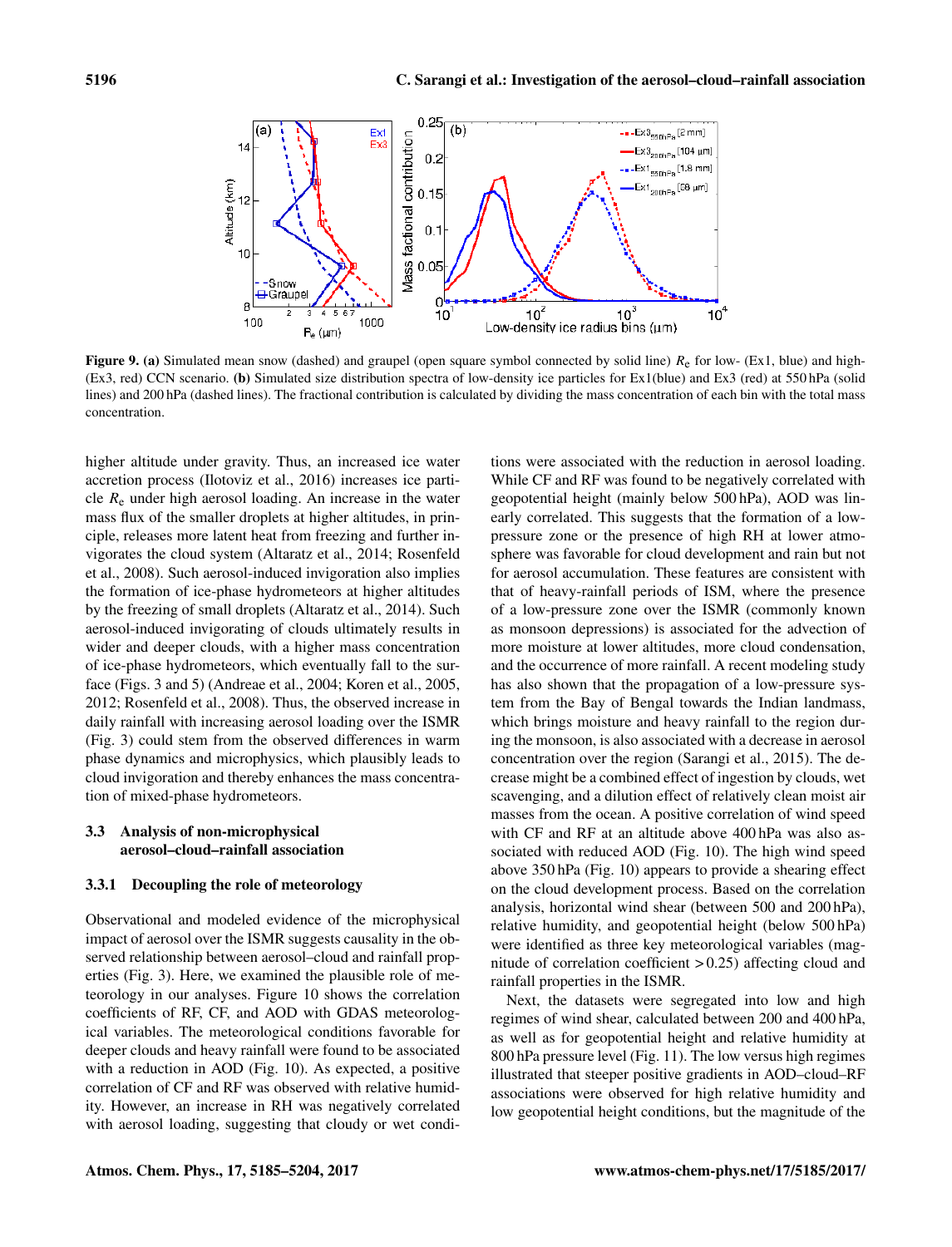**Figure 9. (a)** Simulated mean snow (dashed) and graupel (open square symbol connected by solid line) $R_e$ for low- (Ex1, blue) and high- (Ex3, red) CCN scenario. **(b)** Simulated size distribution spectra of low-density ice particles for Ex1(blue) and Ex3 (red) at 550 hPa (solid lines) and 200 hPa (dashed lines). The fractional contribution is calculated by dividing the mass concentration of each bin with the total mass concentration.

higher altitude under gravity. Thus, an increased ice water accretion process (Ilotoviz et al., 2016) increases ice particle $R_e$ under high aerosol loading. An increase in the water mass flux of the smaller droplets at higher altitudes, in principle, releases more latent heat from freezing and further invigorates the cloud system (Altaratz et al., 2014; Rosenfeld et al., 2008). Such aerosol-induced invigoration also implies the formation of ice-phase hydrometeors at higher altitudes by the freezing of small droplets (Altaratz et al., 2014). Such aerosol-induced invigorating of clouds ultimately results in wider and deeper clouds, with a higher mass concentration of ice-phase hydrometeors, which eventually fall to the surface (Figs. 3 and 5) (Andreae et al., 2004; Koren et al., 2005, 2012; Rosenfeld et al., 2008). Thus, the observed increase in daily rainfall with increasing aerosol loading over the ISMR (Fig. 3) could stem from the observed differences in warm phase dynamics and microphysics, which plausibly leads to cloud invigoration and thereby enhances the mass concentration of mixed-phase hydrometeors.

### 3.3 Analysis of non-microphysical aerosol–cloud–rainfall association

#### 3.3.1 Decoupling the role of meteorology

Observational and modeled evidence of the microphysical impact of aerosol over the ISMR suggests causality in the observed relationship between aerosol–cloud and rainfall properties (Fig. 3). Here, we examined the plausible role of meteorology in our analyses. Figure 10 shows the correlation coefficients of RF, CF, and AOD with GDAS meteorological variables. The meteorological conditions favorable for deeper clouds and heavy rainfall were found to be associated with a reduction in AOD (Fig. 10). As expected, a positive correlation of CF and RF was observed with relative humidity. However, an increase in RH was negatively correlated with aerosol loading, suggesting that cloudy or wet conditions were associated with the reduction in aerosol loading. While CF and RF was found to be negatively correlated with geopotential height (mainly below 500 hPa), AOD was linearly correlated. This suggests that the formation of a low-pressure zone or the presence of high RH at lower atmosphere was favorable for cloud development and rain but not for aerosol accumulation. These features are consistent with that of heavy-rainfall periods of ISM, where the presence of a low-pressure zone over the ISMR (commonly known as monsoon depressions) is associated for the advection of more moisture at lower altitudes, more cloud condensation, and the occurrence of more rainfall. A recent modeling study has also shown that the propagation of a low-pressure system from the Bay of Bengal towards the Indian landmass, which brings moisture and heavy rainfall to the region during the monsoon, is also associated with a decrease in aerosol concentration over the region (Sarangi et al., 2015). The decrease might be a combined effect of ingestion by clouds, wet scavenging, and a dilution effect of relatively clean moist air masses from the ocean. A positive correlation of wind speed with CF and RF at an altitude above 400 hPa was also associated with reduced AOD (Fig. 10). The high wind speed above 350 hPa (Fig. 10) appears to provide a shearing effect on the cloud development process. Based on the correlation analysis, horizontal wind shear (between 500 and 200 hPa), relative humidity, and geopotential height (below 500 hPa) were identified as three key meteorological variables (magnitude of correlation coefficient $>0.25$) affecting cloud and rainfall properties in the ISMR.

Next, the datasets were segregated into low and high regimes of wind shear, calculated between 200 and 400 hPa, as well as for geopotential height and relative humidity at 800 hPa pressure level (Fig. 11). The low versus high regimes illustrated that steeper positive gradients in AOD–cloud–RF associations were observed for high relative humidity and low geopotential height conditions, but the magnitude of the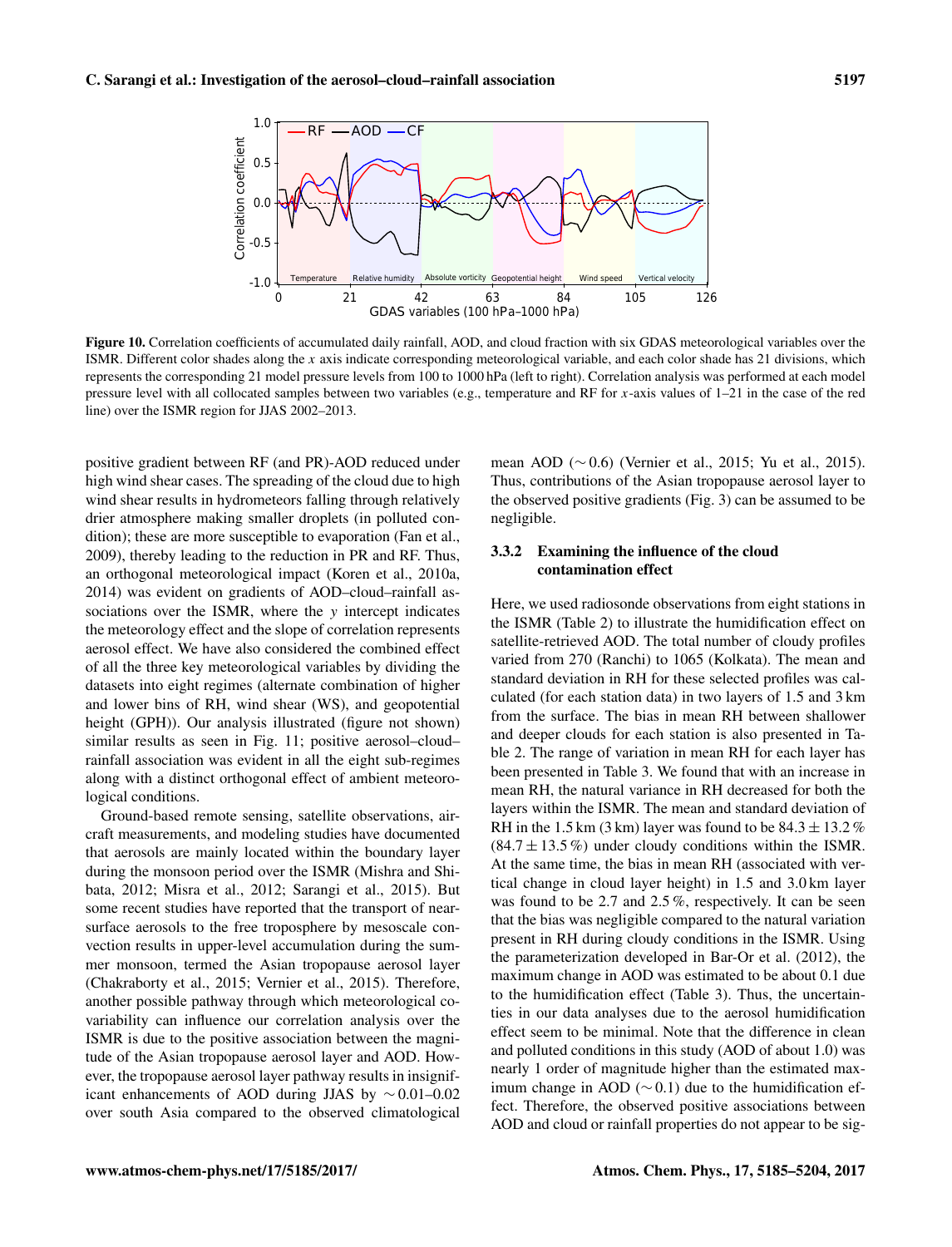Figure 10. Correlation coefficients of accumulated daily rainfall, AOD, and cloud fraction with six GDAS meteorological variables over the ISMR. Different color shades along the $x$ axis indicate corresponding meteorological variable, and each color shade has 21 divisions, which represents the corresponding 21 model pressure levels from 100 to 1000 hPa (left to right). Correlation analysis was performed at each model pressure level with all collocated samples between two variables (e.g., temperature and RF for $x$-axis values of 1–21 in the case of the red line) over the ISMR region for JJAS 2002–2013.

positive gradient between RF (and PR)-AOD reduced under high wind shear cases. The spreading of the cloud due to high wind shear results in hydrometeors falling through relatively drier atmosphere making smaller droplets (in polluted condition); these are more susceptible to evaporation (Fan et al., 2009), thereby leading to the reduction in PR and RF. Thus, an orthogonal meteorological impact (Koren et al., 2010a, 2014) was evident on gradients of AOD–cloud–rainfall associations over the ISMR, where the $y$ intercept indicates the meteorology effect and the slope of correlation represents aerosol effect. We have also considered the combined effect of all the three key meteorological variables by dividing the datasets into eight regimes (alternate combination of higher and lower bins of RH, wind shear (WS), and geopotential height (GPH)). Our analysis illustrated (figure not shown) similar results as seen in Fig. 11; positive aerosol–cloud–rainfall association was evident in all the eight sub-regimes along with a distinct orthogonal effect of ambient meteorological conditions.

Ground-based remote sensing, satellite observations, aircraft measurements, and modeling studies have documented that aerosols are mainly located within the boundary layer during the monsoon period over the ISMR (Mishra and Shibata, 2012; Misra et al., 2012; Sarangi et al., 2015). But some recent studies have reported that the transport of near-surface aerosols to the free troposphere by mesoscale convection results in upper-level accumulation during the summer monsoon, termed the Asian tropopause aerosol layer (Chakraborty et al., 2015; Vernier et al., 2015). Therefore, another possible pathway through which meteorological covariability can influence our correlation analysis over the ISMR is due to the positive association between the magnitude of the Asian tropopause aerosol layer and AOD. However, the tropopause aerosol layer pathway results in insignificant enhancements of AOD during JJAS by $\sim 0.01$–$0.02$ over south Asia compared to the observed climatological mean AOD ($\sim 0.6$) (Vernier et al., 2015; Yu et al., 2015). Thus, contributions of the Asian tropopause aerosol layer to the observed positive gradients (Fig. 3) can be assumed to be negligible.

### 3.3.2 Examining the influence of the cloud contamination effect

Here, we used radiosonde observations from eight stations in the ISMR (Table 2) to illustrate the humidification effect on satellite-retrieved AOD. The total number of cloudy profiles varied from 270 (Ranchi) to 1065 (Kolkata). The mean and standard deviation in RH for these selected profiles was calculated (for each station data) in two layers of 1.5 and 3 km from the surface. The bias in mean RH between shallower and deeper clouds for each station is also presented in Table 2. The range of variation in mean RH for each layer has been presented in Table 3. We found that with an increase in mean RH, the natural variance in RH decreased for both the layers within the ISMR. The mean and standard deviation of RH in the 1.5 km (3 km) layer was found to be $84.3 \pm 13.2$ % ($84.7 \pm 13.5$ %) under cloudy conditions within the ISMR. At the same time, the bias in mean RH (associated with vertical change in cloud layer height) in 1.5 and 3.0 km layer was found to be 2.7 and 2.5 %, respectively. It can be seen that the bias was negligible compared to the natural variation present in RH during cloudy conditions in the ISMR. Using the parameterization developed in Bar-Or et al. (2012), the maximum change in AOD was estimated to be about 0.1 due to the humidification effect (Table 3). Thus, the uncertainties in our data analyses due to the aerosol humidification effect seem to be minimal. Note that the difference in clean and polluted conditions in this study (AOD of about 1.0) was nearly 1 order of magnitude higher than the estimated maximum change in AOD ($\sim 0.1$) due to the humidification effect. Therefore, the observed positive associations between AOD and cloud or rainfall properties do not appear to be sig-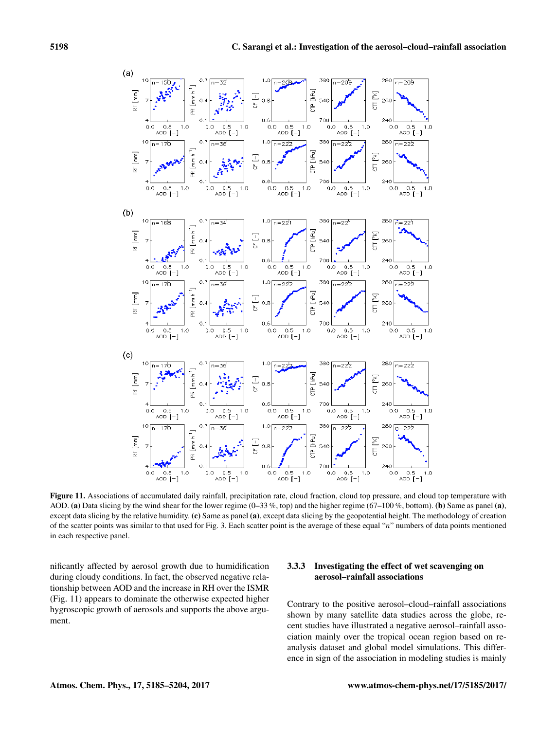**Figure 11.** Associations of accumulated daily rainfall, precipitation rate, cloud fraction, cloud top pressure, and cloud top temperature with AOD. **(a)** Data slicing by the wind shear for the lower regime (0–33 %, top) and the higher regime (67–100 %, bottom). **(b)** Same as panel **(a)**, except data slicing by the relative humidity. **(c)** Same as panel **(a)**, except data slicing by the geopotential height. The methodology of creation of the scatter points was similar to that used for Fig. 3. Each scatter point is the average of these equal "*n*" numbers of data points mentioned in each respective panel.

nificantly affected by aerosol growth due to humidification during cloudy conditions. In fact, the observed negative relationship between AOD and the increase in RH over the ISMR (Fig. 11) appears to dominate the otherwise expected higher hygroscopic growth of aerosols and supports the above argument.

### 3.3.3 Investigating the effect of wet scavenging on aerosol–rainfall associations

Contrary to the positive aerosol–cloud–rainfall associations shown by many satellite data studies across the globe, recent studies have illustrated a negative aerosol–rainfall association mainly over the tropical ocean region based on reanalysis dataset and global model simulations. This difference in sign of the association in modeling studies is mainly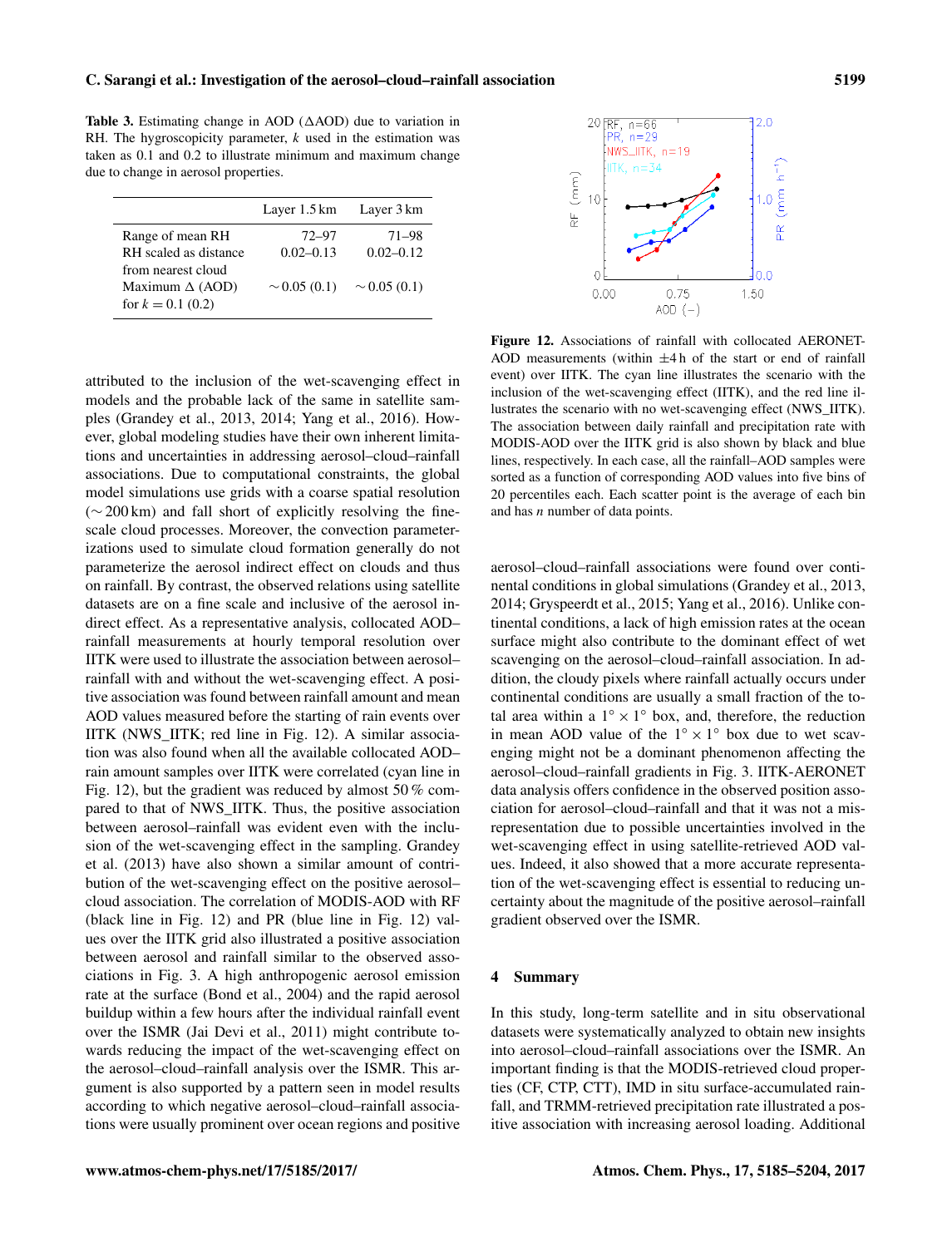**Table 3.** Estimating change in AOD (ΔAOD) due to variation in RH. The hygroscopicity parameter, $k$ used in the estimation was taken as 0.1 and 0.2 to illustrate minimum and maximum change due to change in aerosol properties.

| | Layer 1.5 km | Layer 3 km |
|---|---|---|
| Range of mean RH | 72–97 | 71–98 |
| RH scaled as distance from nearest cloud | 0.02–0.13 | 0.02–0.12 |
| Maximum Δ (AOD) for $k = 0.1$ (0.2) | ∼ 0.05 (0.1) | ∼ 0.05 (0.1) |

attributed to the inclusion of the wet-scavenging effect in models and the probable lack of the same in satellite samples (Grandey et al., 2013, 2014; Yang et al., 2016). However, global modeling studies have their own inherent limitations and uncertainties in addressing aerosol–cloud–rainfall associations. Due to computational constraints, the global model simulations use grids with a coarse spatial resolution (∼ 200 km) and fall short of explicitly resolving the fine-scale cloud processes. Moreover, the convection parameterizations used to simulate cloud formation generally do not parameterize the aerosol indirect effect on clouds and thus on rainfall. By contrast, the observed relations using satellite datasets are on a fine scale and inclusive of the aerosol indirect effect. As a representative analysis, collocated AOD–rainfall measurements at hourly temporal resolution over IITK were used to illustrate the association between aerosol–rainfall with and without the wet-scavenging effect. A positive association was found between rainfall amount and mean AOD values measured before the starting of rain events over IITK (NWS_IITK; red line in Fig. 12). A similar association was also found when all the available collocated AOD–rain amount samples over IITK were correlated (cyan line in Fig. 12), but the gradient was reduced by almost 50 % compared to that of NWS_IITK. Thus, the positive association between aerosol–rainfall was evident even with the inclusion of the wet-scavenging effect in the sampling. Grandey et al. (2013) have also shown a similar amount of contribution of the wet-scavenging effect on the positive aerosol–cloud association. The correlation of MODIS-AOD with RF (black line in Fig. 12) and PR (blue line in Fig. 12) values over the IITK grid also illustrated a positive association between aerosol and rainfall similar to the observed associations in Fig. 3. A high anthropogenic aerosol emission rate at the surface (Bond et al., 2004) and the rapid aerosol buildup within a few hours after the individual rainfall event over the ISMR (Jai Devi et al., 2011) might contribute towards reducing the impact of the wet-scavenging effect on the aerosol–cloud–rainfall analysis over the ISMR. This argument is also supported by a pattern seen in model results according to which negative aerosol–cloud–rainfall associations were usually prominent over ocean regions and positive

**Figure 12.** Associations of rainfall with collocated AERONET-AOD measurements (within ±4 h of the start or end of rainfall event) over IITK. The cyan line illustrates the scenario with the inclusion of the wet-scavenging effect (IITK), and the red line illustrates the scenario with no wet-scavenging effect (NWS_IITK). The association between daily rainfall and precipitation rate with MODIS-AOD over the IITK grid is also shown by black and blue lines, respectively. In each case, all the rainfall–AOD samples were sorted as a function of corresponding AOD values into five bins of 20 percentiles each. Each scatter point is the average of each bin and has $n$ number of data points.

aerosol–cloud–rainfall associations were found over continental conditions in global simulations (Grandey et al., 2013, 2014; Gryspeerdt et al., 2015; Yang et al., 2016). Unlike continental conditions, a lack of high emission rates at the ocean surface might also contribute to the dominant effect of wet scavenging on the aerosol–cloud–rainfall association. In addition, the cloudy pixels where rainfall actually occurs under continental conditions are usually a small fraction of the total area within a $1^\circ \times 1^\circ$ box, and, therefore, the reduction in mean AOD value of the $1^\circ \times 1^\circ$ box due to wet scavenging might not be a dominant phenomenon affecting the aerosol–cloud–rainfall gradients in Fig. 3. IITK-AERONET data analysis offers confidence in the observed position association for aerosol–cloud–rainfall and that it was not a misrepresentation due to possible uncertainties involved in the wet-scavenging effect in using satellite-retrieved AOD values. Indeed, it also showed that a more accurate representation of the wet-scavenging effect is essential to reducing uncertainty about the magnitude of the positive aerosol–rainfall gradient observed over the ISMR.

## 4 Summary

In this study, long-term satellite and in situ observational datasets were systematically analyzed to obtain new insights into aerosol–cloud–rainfall associations over the ISMR. An important finding is that the MODIS-retrieved cloud properties (CF, CTP, CTT), IMD in situ surface-accumulated rainfall, and TRMM-retrieved precipitation rate illustrated a positive association with increasing aerosol loading. Additional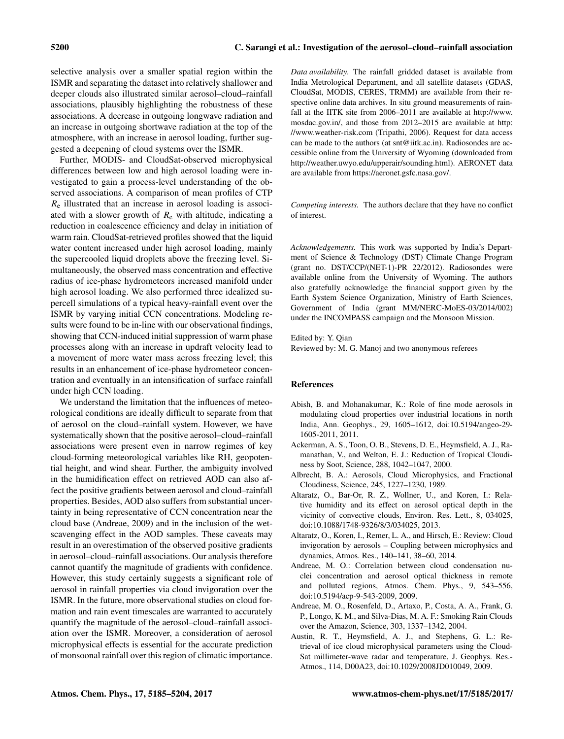selective analysis over a smaller spatial region within the ISMR and separating the dataset into relatively shallower and deeper clouds also illustrated similar aerosol–cloud–rainfall associations, plausibly highlighting the robustness of these associations. A decrease in outgoing longwave radiation and an increase in outgoing shortwave radiation at the top of the atmosphere, with an increase in aerosol loading, further suggested a deepening of cloud systems over the ISMR.

Further, MODIS- and CloudSat-observed microphysical differences between low and high aerosol loading were investigated to gain a process-level understanding of the observed associations. A comparison of mean profiles of CTP $R_e$ illustrated that an increase in aerosol loading is associated with a slower growth of $R_e$ with altitude, indicating a reduction in coalescence efficiency and delay in initiation of warm rain. CloudSat-retrieved profiles showed that the liquid water content increased under high aerosol loading, mainly the supercooled liquid droplets above the freezing level. Simultaneously, the observed mass concentration and effective radius of ice-phase hydrometeors increased manifold under high aerosol loading. We also performed three idealized supercell simulations of a typical heavy-rainfall event over the ISMR by varying initial CCN concentrations. Modeling results were found to be in-line with our observational findings, showing that CCN-induced initial suppression of warm phase processes along with an increase in updraft velocity lead to a movement of more water mass across freezing level; this results in an enhancement of ice-phase hydrometeor concentration and eventually in an intensification of surface rainfall under high CCN loading.

We understand the limitation that the influences of meteorological conditions are ideally difficult to separate from that of aerosol on the cloud–rainfall system. However, we have systematically shown that the positive aerosol–cloud–rainfall associations were present even in narrow regimes of key cloud-forming meteorological variables like RH, geopotential height, and wind shear. Further, the ambiguity involved in the humidification effect on retrieved AOD can also affect the positive gradients between aerosol and cloud–rainfall properties. Besides, AOD also suffers from substantial uncertainty in being representative of CCN concentration near the cloud base (Andreae, 2009) and in the inclusion of the wet-scavenging effect in the AOD samples. These caveats may result in an overestimation of the observed positive gradients in aerosol–cloud–rainfall associations. Our analysis therefore cannot quantify the magnitude of gradients with confidence. However, this study certainly suggests a significant role of aerosol in rainfall properties via cloud invigoration over the ISMR. In the future, more observational studies on cloud formation and rain event timescales are warranted to accurately quantify the magnitude of the aerosol–cloud–rainfall association over the ISMR. Moreover, a consideration of aerosol microphysical effects is essential for the accurate prediction of monsoonal rainfall over this region of climatic importance.

*Data availability.* The rainfall gridded dataset is available from India Metrological Department, and all satellite datasets (GDAS, CloudSat, MODIS, CERES, TRMM) are available from their respective online data archives. In situ ground measurements of rainfall at the IITK site from 2006–2011 are available at http://www.mosdac.gov.in/, and those from 2012–2015 are available at http://www.weather-risk.com (Tripathi, 2006). Request for data access can be made to the authors (at snt@iitk.ac.in). Radiosondes are accessible online from the University of Wyoming (downloaded from http://weather.uwyo.edu/upperair/sounding.html). AERONET data are available from https://aeronet.gsfc.nasa.gov/.

*Competing interests.* The authors declare that they have no conflict of interest.

*Acknowledgements.* This work was supported by India's Department of Science & Technology (DST) Climate Change Program (grant no. DST/CCP/(NET-1)-PR 22/2012). Radiosondes were available online from the University of Wyoming. The authors also gratefully acknowledge the financial support given by the Earth System Science Organization, Ministry of Earth Sciences, Government of India (grant MM/NERC-MoES-03/2014/002) under the INCOMPASS campaign and the Monsoon Mission.

Edited by: Y. Qian
Reviewed by: M. G. Manoj and two anonymous referees

## References

Abish, B. and Mohanakumar, K.: Role of fine mode aerosols in modulating cloud properties over industrial locations in north India, Ann. Geophys., 29, 1605–1612, doi:10.5194/angeo-29-1605-2011, 2011.

Ackerman, A. S., Toon, O. B., Stevens, D. E., Heymsfield, A. J., Ramanathan, V., and Welton, E. J.: Reduction of Tropical Cloudiness by Soot, Science, 288, 1042–1047, 2000.

Albrecht, B. A.: Aerosols, Cloud Microphysics, and Fractional Cloudiness, Science, 245, 1227–1230, 1989.

Altaratz, O., Bar-Or, R. Z., Wollner, U., and Koren, I.: Relative humidity and its effect on aerosol optical depth in the vicinity of convective clouds, Environ. Res. Lett., 8, 034025, doi:10.1088/1748-9326/8/3/034025, 2013.

Altaratz, O., Koren, I., Remer, L. A., and Hirsch, E.: Review: Cloud invigoration by aerosols – Coupling between microphysics and dynamics, Atmos. Res., 140–141, 38–60, 2014.

Andreae, M. O.: Correlation between cloud condensation nuclei concentration and aerosol optical thickness in remote and polluted regions, Atmos. Chem. Phys., 9, 543–556, doi:10.5194/acp-9-543-2009, 2009.

Andreae, M. O., Rosenfeld, D., Artaxo, P., Costa, A. A., Frank, G. P., Longo, K. M., and Silva-Dias, M. A. F.: Smoking Rain Clouds over the Amazon, Science, 303, 1337–1342, 2004.

Austin, R. T., Heymsfield, A. J., and Stephens, G. L.: Retrieval of ice cloud microphysical parameters using the CloudSat millimeter-wave radar and temperature, J. Geophys. Res.-Atmos., 114, D00A23, doi:10.1029/2008JD010049, 2009.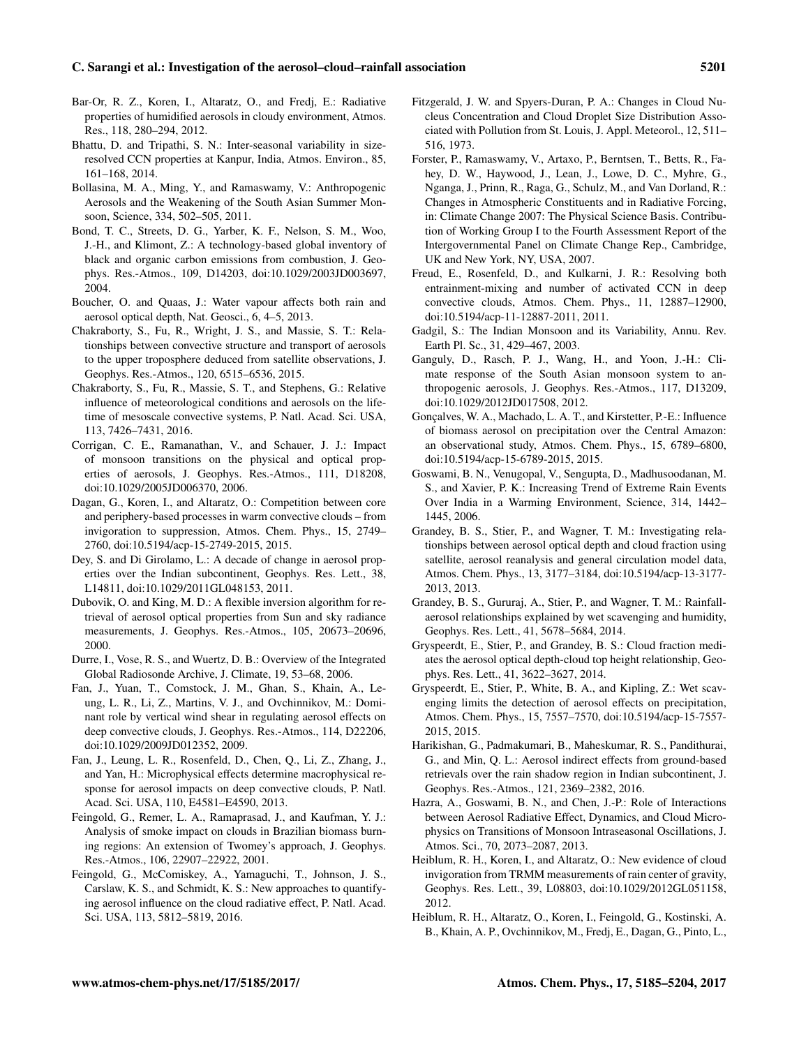Bar-Or, R. Z., Koren, I., Altaratz, O., and Fredj, E.: Radiative properties of humidified aerosols in cloudy environment, Atmos. Res., 118, 280–294, 2012.

Bhattu, D. and Tripathi, S. N.: Inter-seasonal variability in size-resolved CCN properties at Kanpur, India, Atmos. Environ., 85, 161–168, 2014.

Bollasina, M. A., Ming, Y., and Ramaswamy, V.: Anthropogenic Aerosols and the Weakening of the South Asian Summer Monsoon, Science, 334, 502–505, 2011.

Bond, T. C., Streets, D. G., Yarber, K. F., Nelson, S. M., Woo, J.-H., and Klimont, Z.: A technology-based global inventory of black and organic carbon emissions from combustion, J. Geophys. Res.-Atmos., 109, D14203, doi:10.1029/2003JD003697, 2004.

Boucher, O. and Quaas, J.: Water vapour affects both rain and aerosol optical depth, Nat. Geosci., 6, 4–5, 2013.

Chakraborty, S., Fu, R., Wright, J. S., and Massie, S. T.: Relationships between convective structure and transport of aerosols to the upper troposphere deduced from satellite observations, J. Geophys. Res.-Atmos., 120, 6515–6536, 2015.

Chakraborty, S., Fu, R., Massie, S. T., and Stephens, G.: Relative influence of meteorological conditions and aerosols on the lifetime of mesoscale convective systems, P. Natl. Acad. Sci. USA, 113, 7426–7431, 2016.

Corrigan, C. E., Ramanathan, V., and Schauer, J. J.: Impact of monsoon transitions on the physical and optical properties of aerosols, J. Geophys. Res.-Atmos., 111, D18208, doi:10.1029/2005JD006370, 2006.

Dagan, G., Koren, I., and Altaratz, O.: Competition between core and periphery-based processes in warm convective clouds – from invigoration to suppression, Atmos. Chem. Phys., 15, 2749–2760, doi:10.5194/acp-15-2749-2015, 2015.

Dey, S. and Di Girolamo, L.: A decade of change in aerosol properties over the Indian subcontinent, Geophys. Res. Lett., 38, L14811, doi:10.1029/2011GL048153, 2011.

Dubovik, O. and King, M. D.: A flexible inversion algorithm for retrieval of aerosol optical properties from Sun and sky radiance measurements, J. Geophys. Res.-Atmos., 105, 20673–20696, 2000.

Durre, I., Vose, R. S., and Wuertz, D. B.: Overview of the Integrated Global Radiosonde Archive, J. Climate, 19, 53–68, 2006.

Fan, J., Yuan, T., Comstock, J. M., Ghan, S., Khain, A., Leung, L. R., Li, Z., Martins, V. J., and Ovchinnikov, M.: Dominant role by vertical wind shear in regulating aerosol effects on deep convective clouds, J. Geophys. Res.-Atmos., 114, D22206, doi:10.1029/2009JD012352, 2009.

Fan, J., Leung, L. R., Rosenfeld, D., Chen, Q., Li, Z., Zhang, J., and Yan, H.: Microphysical effects determine macrophysical response for aerosol impacts on deep convective clouds, P. Natl. Acad. Sci. USA, 110, E4581–E4590, 2013.

Feingold, G., Remer, L. A., Ramaprasad, J., and Kaufman, Y. J.: Analysis of smoke impact on clouds in Brazilian biomass burning regions: An extension of Twomey's approach, J. Geophys. Res.-Atmos., 106, 22907–22922, 2001.

Feingold, G., McComiskey, A., Yamaguchi, T., Johnson, J. S., Carslaw, K. S., and Schmidt, K. S.: New approaches to quantifying aerosol influence on the cloud radiative effect, P. Natl. Acad. Sci. USA, 113, 5812–5819, 2016.

Fitzgerald, J. W. and Spyers-Duran, P. A.: Changes in Cloud Nucleus Concentration and Cloud Droplet Size Distribution Associated with Pollution from St. Louis, J. Appl. Meteorol., 12, 511–516, 1973.

Forster, P., Ramaswamy, V., Artaxo, P., Berntsen, T., Betts, R., Fahey, D. W., Haywood, J., Lean, J., Lowe, D. C., Myhre, G., Nganga, J., Prinn, R., Raga, G., Schulz, M., and Van Dorland, R.: Changes in Atmospheric Constituents and in Radiative Forcing, in: Climate Change 2007: The Physical Science Basis. Contribution of Working Group I to the Fourth Assessment Report of the Intergovernmental Panel on Climate Change Rep., Cambridge, UK and New York, NY, USA, 2007.

Freud, E., Rosenfeld, D., and Kulkarni, J. R.: Resolving both entrainment-mixing and number of activated CCN in deep convective clouds, Atmos. Chem. Phys., 11, 12887–12900, doi:10.5194/acp-11-12887-2011, 2011.

Gadgil, S.: The Indian Monsoon and its Variability, Annu. Rev. Earth Pl. Sc., 31, 429–467, 2003.

Ganguly, D., Rasch, P. J., Wang, H., and Yoon, J.-H.: Climate response of the South Asian monsoon system to anthropogenic aerosols, J. Geophys. Res.-Atmos., 117, D13209, doi:10.1029/2012JD017508, 2012.

Gonçalves, W. A., Machado, L. A. T., and Kirstetter, P.-E.: Influence of biomass aerosol on precipitation over the Central Amazon: an observational study, Atmos. Chem. Phys., 15, 6789–6800, doi:10.5194/acp-15-6789-2015, 2015.

Goswami, B. N., Venugopal, V., Sengupta, D., Madhusoodanan, M. S., and Xavier, P. K.: Increasing Trend of Extreme Rain Events Over India in a Warming Environment, Science, 314, 1442–1445, 2006.

Grandey, B. S., Stier, P., and Wagner, T. M.: Investigating relationships between aerosol optical depth and cloud fraction using satellite, aerosol reanalysis and general circulation model data, Atmos. Chem. Phys., 13, 3177–3184, doi:10.5194/acp-13-3177-2013, 2013.

Grandey, B. S., Gururaj, A., Stier, P., and Wagner, T. M.: Rainfall-aerosol relationships explained by wet scavenging and humidity, Geophys. Res. Lett., 41, 5678–5684, 2014.

Gryspeerdt, E., Stier, P., and Grandey, B. S.: Cloud fraction mediates the aerosol optical depth-cloud top height relationship, Geophys. Res. Lett., 41, 3622–3627, 2014.

Gryspeerdt, E., Stier, P., White, B. A., and Kipling, Z.: Wet scavenging limits the detection of aerosol effects on precipitation, Atmos. Chem. Phys., 15, 7557–7570, doi:10.5194/acp-15-7557-2015, 2015.

Harikishan, G., Padmakumari, B., Maheskumar, R. S., Pandithurai, G., and Min, Q. L.: Aerosol indirect effects from ground-based retrievals over the rain shadow region in Indian subcontinent, J. Geophys. Res.-Atmos., 121, 2369–2382, 2016.

Hazra, A., Goswami, B. N., and Chen, J.-P.: Role of Interactions between Aerosol Radiative Effect, Dynamics, and Cloud Microphysics on Transitions of Monsoon Intraseasonal Oscillations, J. Atmos. Sci., 70, 2073–2087, 2013.

Heiblum, R. H., Koren, I., and Altaratz, O.: New evidence of cloud invigoration from TRMM measurements of rain center of gravity, Geophys. Res. Lett., 39, L08803, doi:10.1029/2012GL051158, 2012.

Heiblum, R. H., Altaratz, O., Koren, I., Feingold, G., Kostinski, A. B., Khain, A. P., Ovchinnikov, M., Fredj, E., Dagan, G., Pinto, L.,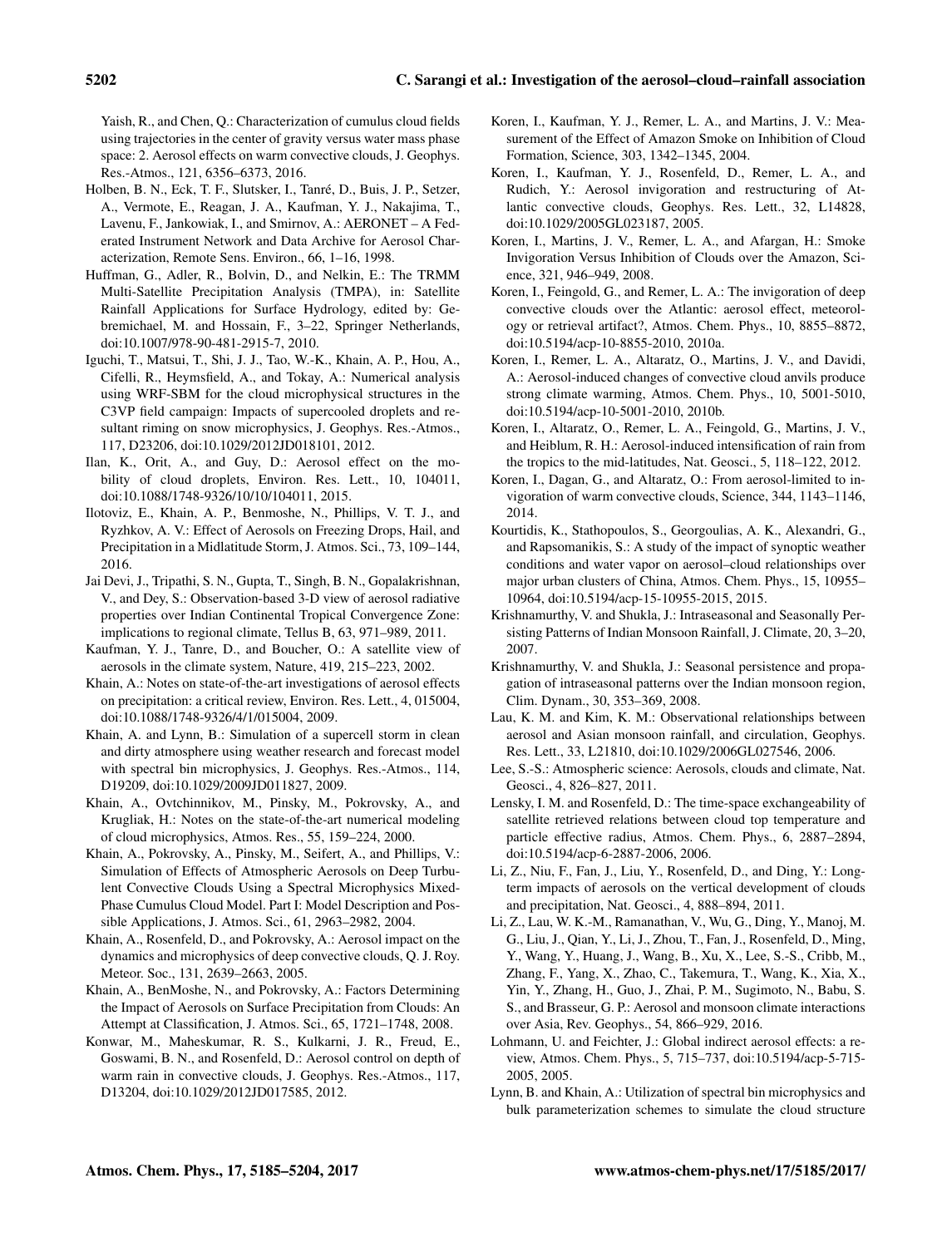Yaish, R., and Chen, Q.: Characterization of cumulus cloud fields using trajectories in the center of gravity versus water mass phase space: 2. Aerosol effects on warm convective clouds, J. Geophys. Res.-Atmos., 121, 6356–6373, 2016.

Holben, B. N., Eck, T. F., Slutsker, I., Tanré, D., Buis, J. P., Setzer, A., Vermote, E., Reagan, J. A., Kaufman, Y. J., Nakajima, T., Lavenu, F., Jankowiak, I., and Smirnov, A.: AERONET – A Federated Instrument Network and Data Archive for Aerosol Characterization, Remote Sens. Environ., 66, 1–16, 1998.

Huffman, G., Adler, R., Bolvin, D., and Nelkin, E.: The TRMM Multi-Satellite Precipitation Analysis (TMPA), in: Satellite Rainfall Applications for Surface Hydrology, edited by: Gebremichael, M. and Hossain, F., 3–22, Springer Netherlands, doi:10.1007/978-90-481-2915-7, 2010.

Iguchi, T., Matsui, T., Shi, J. J., Tao, W.-K., Khain, A. P., Hou, A., Cifelli, R., Heymsfield, A., and Tokay, A.: Numerical analysis using WRF-SBM for the cloud microphysical structures in the C3VP field campaign: Impacts of supercooled droplets and resultant riming on snow microphysics, J. Geophys. Res.-Atmos., 117, D23206, doi:10.1029/2012JD018101, 2012.

Ilan, K., Orit, A., and Guy, D.: Aerosol effect on the mobility of cloud droplets, Environ. Res. Lett., 10, 104011, doi:10.1088/1748-9326/10/10/104011, 2015.

Ilotoviz, E., Khain, A. P., Benmoshe, N., Phillips, V. T. J., and Ryzhkov, A. V.: Effect of Aerosols on Freezing Drops, Hail, and Precipitation in a Midlatitude Storm, J. Atmos. Sci., 73, 109–144, 2016.

Jai Devi, J., Tripathi, S. N., Gupta, T., Singh, B. N., Gopalakrishnan, V., and Dey, S.: Observation-based 3-D view of aerosol radiative properties over Indian Continental Tropical Convergence Zone: implications to regional climate, Tellus B, 63, 971–989, 2011.

Kaufman, Y. J., Tanre, D., and Boucher, O.: A satellite view of aerosols in the climate system, Nature, 419, 215–223, 2002.

Khain, A.: Notes on state-of-the-art investigations of aerosol effects on precipitation: a critical review, Environ. Res. Lett., 4, 015004, doi:10.1088/1748-9326/4/1/015004, 2009.

Khain, A. and Lynn, B.: Simulation of a supercell storm in clean and dirty atmosphere using weather research and forecast model with spectral bin microphysics, J. Geophys. Res.-Atmos., 114, D19209, doi:10.1029/2009JD011827, 2009.

Khain, A., Ovtchinnikov, M., Pinsky, M., Pokrovsky, A., and Krugliak, H.: Notes on the state-of-the-art numerical modeling of cloud microphysics, Atmos. Res., 55, 159–224, 2000.

Khain, A., Pokrovsky, A., Pinsky, M., Seifert, A., and Phillips, V.: Simulation of Effects of Atmospheric Aerosols on Deep Turbulent Convective Clouds Using a Spectral Microphysics Mixed-Phase Cumulus Cloud Model. Part I: Model Description and Possible Applications, J. Atmos. Sci., 61, 2963–2982, 2004.

Khain, A., Rosenfeld, D., and Pokrovsky, A.: Aerosol impact on the dynamics and microphysics of deep convective clouds, Q. J. Roy. Meteor. Soc., 131, 2639–2663, 2005.

Khain, A., BenMoshe, N., and Pokrovsky, A.: Factors Determining the Impact of Aerosols on Surface Precipitation from Clouds: An Attempt at Classification, J. Atmos. Sci., 65, 1721–1748, 2008.

Konwar, M., Maheskumar, R. S., Kulkarni, J. R., Freud, E., Goswami, B. N., and Rosenfeld, D.: Aerosol control on depth of warm rain in convective clouds, J. Geophys. Res.-Atmos., 117, D13204, doi:10.1029/2012JD017585, 2012.

Koren, I., Kaufman, Y. J., Remer, L. A., and Martins, J. V.: Measurement of the Effect of Amazon Smoke on Inhibition of Cloud Formation, Science, 303, 1342–1345, 2004.

Koren, I., Kaufman, Y. J., Rosenfeld, D., Remer, L. A., and Rudich, Y.: Aerosol invigoration and restructuring of Atlantic convective clouds, Geophys. Res. Lett., 32, L14828, doi:10.1029/2005GL023187, 2005.

Koren, I., Martins, J. V., Remer, L. A., and Afargan, H.: Smoke Invigoration Versus Inhibition of Clouds over the Amazon, Science, 321, 946–949, 2008.

Koren, I., Feingold, G., and Remer, L. A.: The invigoration of deep convective clouds over the Atlantic: aerosol effect, meteorology or retrieval artifact?, Atmos. Chem. Phys., 10, 8855–8872, doi:10.5194/acp-10-8855-2010, 2010a.

Koren, I., Remer, L. A., Altaratz, O., Martins, J. V., and Davidi, A.: Aerosol-induced changes of convective cloud anvils produce strong climate warming, Atmos. Chem. Phys., 10, 5001-5010, doi:10.5194/acp-10-5001-2010, 2010b.

Koren, I., Altaratz, O., Remer, L. A., Feingold, G., Martins, J. V., and Heiblum, R. H.: Aerosol-induced intensification of rain from the tropics to the mid-latitudes, Nat. Geosci., 5, 118–122, 2012.

Koren, I., Dagan, G., and Altaratz, O.: From aerosol-limited to invigoration of warm convective clouds, Science, 344, 1143–1146, 2014.

Kourtidis, K., Stathopoulos, S., Georgoulias, A. K., Alexandri, G., and Rapsomanikis, S.: A study of the impact of synoptic weather conditions and water vapor on aerosol–cloud relationships over major urban clusters of China, Atmos. Chem. Phys., 15, 10955–10964, doi:10.5194/acp-15-10955-2015, 2015.

Krishnamurthy, V. and Shukla, J.: Intraseasonal and Seasonally Persisting Patterns of Indian Monsoon Rainfall, J. Climate, 20, 3–20, 2007.

Krishnamurthy, V. and Shukla, J.: Seasonal persistence and propagation of intraseasonal patterns over the Indian monsoon region, Clim. Dynam., 30, 353–369, 2008.

Lau, K. M. and Kim, K. M.: Observational relationships between aerosol and Asian monsoon rainfall, and circulation, Geophys. Res. Lett., 33, L21810, doi:10.1029/2006GL027546, 2006.

Lee, S.-S.: Atmospheric science: Aerosols, clouds and climate, Nat. Geosci., 4, 826–827, 2011.

Lensky, I. M. and Rosenfeld, D.: The time-space exchangeability of satellite retrieved relations between cloud top temperature and particle effective radius, Atmos. Chem. Phys., 6, 2887–2894, doi:10.5194/acp-6-2887-2006, 2006.

Li, Z., Niu, F., Fan, J., Liu, Y., Rosenfeld, D., and Ding, Y.: Long-term impacts of aerosols on the vertical development of clouds and precipitation, Nat. Geosci., 4, 888–894, 2011.

Li, Z., Lau, W. K.-M., Ramanathan, V., Wu, G., Ding, Y., Manoj, M. G., Liu, J., Qian, Y., Li, J., Zhou, T., Fan, J., Rosenfeld, D., Ming, Y., Wang, Y., Huang, J., Wang, B., Xu, X., Lee, S.-S., Cribb, M., Zhang, F., Yang, X., Zhao, C., Takemura, T., Wang, K., Xia, X., Yin, Y., Zhang, H., Guo, J., Zhai, P. M., Sugimoto, N., Babu, S. S., and Brasseur, G. P.: Aerosol and monsoon climate interactions over Asia, Rev. Geophys., 54, 866–929, 2016.

Lohmann, U. and Feichter, J.: Global indirect aerosol effects: a review, Atmos. Chem. Phys., 5, 715–737, doi:10.5194/acp-5-715-2005, 2005.

Lynn, B. and Khain, A.: Utilization of spectral bin microphysics and bulk parameterization schemes to simulate the cloud structure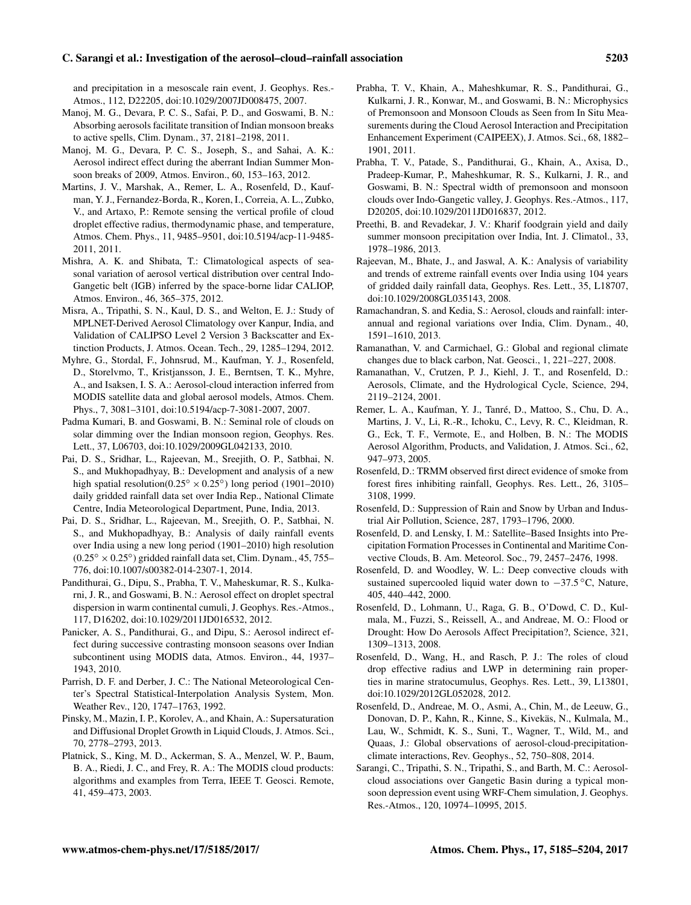and precipitation in a mesoscale rain event, J. Geophys. Res.-Atmos., 112, D22205, doi:10.1029/2007JD008475, 2007.

Manoj, M. G., Devara, P. C. S., Safai, P. D., and Goswami, B. N.: Absorbing aerosols facilitate transition of Indian monsoon breaks to active spells, Clim. Dynam., 37, 2181–2198, 2011.

Manoj, M. G., Devara, P. C. S., Joseph, S., and Sahai, A. K.: Aerosol indirect effect during the aberrant Indian Summer Monsoon breaks of 2009, Atmos. Environ., 60, 153–163, 2012.

Martins, J. V., Marshak, A., Remer, L. A., Rosenfeld, D., Kaufman, Y. J., Fernandez-Borda, R., Koren, I., Correia, A. L., Zubko, V., and Artaxo, P.: Remote sensing the vertical profile of cloud droplet effective radius, thermodynamic phase, and temperature, Atmos. Chem. Phys., 11, 9485–9501, doi:10.5194/acp-11-9485-2011, 2011.

Mishra, A. K. and Shibata, T.: Climatological aspects of seasonal variation of aerosol vertical distribution over central Indo-Gangetic belt (IGB) inferred by the space-borne lidar CALIOP, Atmos. Environ., 46, 365–375, 2012.

Misra, A., Tripathi, S. N., Kaul, D. S., and Welton, E. J.: Study of MPLNET-Derived Aerosol Climatology over Kanpur, India, and Validation of CALIPSO Level 2 Version 3 Backscatter and Extinction Products, J. Atmos. Ocean. Tech., 29, 1285–1294, 2012.

Myhre, G., Stordal, F., Johnsrud, M., Kaufman, Y. J., Rosenfeld, D., Storelvmo, T., Kristjansson, J. E., Berntsen, T. K., Myhre, A., and Isaksen, I. S. A.: Aerosol-cloud interaction inferred from MODIS satellite data and global aerosol models, Atmos. Chem. Phys., 7, 3081–3101, doi:10.5194/acp-7-3081-2007, 2007.

Padma Kumari, B. and Goswami, B. N.: Seminal role of clouds on solar dimming over the Indian monsoon region, Geophys. Res. Lett., 37, L06703, doi:10.1029/2009GL042133, 2010.

Pai, D. S., Sridhar, L., Rajeevan, M., Sreejith, O. P., Satbhai, N. S., and Mukhopadhyay, B.: Development and analysis of a new high spatial resolution($0.25° \times 0.25°$) long period (1901–2010) daily gridded rainfall data set over India Rep., National Climate Centre, India Meteorological Department, Pune, India, 2013.

Pai, D. S., Sridhar, L., Rajeevan, M., Sreejith, O. P., Satbhai, N. S., and Mukhopadhyay, B.: Analysis of daily rainfall events over India using a new long period (1901–2010) high resolution ($0.25° \times 0.25°$) gridded rainfall data set, Clim. Dynam., 45, 755–776, doi:10.1007/s00382-014-2307-1, 2014.

Pandithurai, G., Dipu, S., Prabha, T. V., Maheskumar, R. S., Kulkarni, J. R., and Goswami, B. N.: Aerosol effect on droplet spectral dispersion in warm continental cumuli, J. Geophys. Res.-Atmos., 117, D16202, doi:10.1029/2011JD016532, 2012.

Panicker, A. S., Pandithurai, G., and Dipu, S.: Aerosol indirect effect during successive contrasting monsoon seasons over Indian subcontinent using MODIS data, Atmos. Environ., 44, 1937–1943, 2010.

Parrish, D. F. and Derber, J. C.: The National Meteorological Center's Spectral Statistical-Interpolation Analysis System, Mon. Weather Rev., 120, 1747–1763, 1992.

Pinsky, M., Mazin, I. P., Korolev, A., and Khain, A.: Supersaturation and Diffusional Droplet Growth in Liquid Clouds, J. Atmos. Sci., 70, 2778–2793, 2013.

Platnick, S., King, M. D., Ackerman, S. A., Menzel, W. P., Baum, B. A., Riedi, J. C., and Frey, R. A.: The MODIS cloud products: algorithms and examples from Terra, IEEE T. Geosci. Remote, 41, 459–473, 2003.

Prabha, T. V., Khain, A., Maheshkumar, R. S., Pandithurai, G., Kulkarni, J. R., Konwar, M., and Goswami, B. N.: Microphysics of Premonsoon and Monsoon Clouds as Seen from In Situ Measurements during the Cloud Aerosol Interaction and Precipitation Enhancement Experiment (CAIPEEX), J. Atmos. Sci., 68, 1882–1901, 2011.

Prabha, T. V., Patade, S., Pandithurai, G., Khain, A., Axisa, D., Pradeep-Kumar, P., Maheshkumar, R. S., Kulkarni, J. R., and Goswami, B. N.: Spectral width of premonsoon and monsoon clouds over Indo-Gangetic valley, J. Geophys. Res.-Atmos., 117, D20205, doi:10.1029/2011JD016837, 2012.

Preethi, B. and Revadekar, J. V.: Kharif foodgrain yield and daily summer monsoon precipitation over India, Int. J. Climatol., 33, 1978–1986, 2013.

Rajeevan, M., Bhate, J., and Jaswal, A. K.: Analysis of variability and trends of extreme rainfall events over India using 104 years of gridded daily rainfall data, Geophys. Res. Lett., 35, L18707, doi:10.1029/2008GL035143, 2008.

Ramachandran, S. and Kedia, S.: Aerosol, clouds and rainfall: interannual and regional variations over India, Clim. Dynam., 40, 1591–1610, 2013.

Ramanathan, V. and Carmichael, G.: Global and regional climate changes due to black carbon, Nat. Geosci., 1, 221–227, 2008.

Ramanathan, V., Crutzen, P. J., Kiehl, J. T., and Rosenfeld, D.: Aerosols, Climate, and the Hydrological Cycle, Science, 294, 2119–2124, 2001.

Remer, L. A., Kaufman, Y. J., Tanré, D., Mattoo, S., Chu, D. A., Martins, J. V., Li, R.-R., Ichoku, C., Levy, R. C., Kleidman, R. G., Eck, T. F., Vermote, E., and Holben, B. N.: The MODIS Aerosol Algorithm, Products, and Validation, J. Atmos. Sci., 62, 947–973, 2005.

Rosenfeld, D.: TRMM observed first direct evidence of smoke from forest fires inhibiting rainfall, Geophys. Res. Lett., 26, 3105–3108, 1999.

Rosenfeld, D.: Suppression of Rain and Snow by Urban and Industrial Air Pollution, Science, 287, 1793–1796, 2000.

Rosenfeld, D. and Lensky, I. M.: Satellite–Based Insights into Precipitation Formation Processes in Continental and Maritime Convective Clouds, B. Am. Meteorol. Soc., 79, 2457–2476, 1998.

Rosenfeld, D. and Woodley, W. L.: Deep convective clouds with sustained supercooled liquid water down to $-37.5\,°C$, Nature, 405, 440–442, 2000.

Rosenfeld, D., Lohmann, U., Raga, G. B., O'Dowd, C. D., Kulmala, M., Fuzzi, S., Reissell, A., and Andreae, M. O.: Flood or Drought: How Do Aerosols Affect Precipitation?, Science, 321, 1309–1313, 2008.

Rosenfeld, D., Wang, H., and Rasch, P. J.: The roles of cloud drop effective radius and LWP in determining rain properties in marine stratocumulus, Geophys. Res. Lett., 39, L13801, doi:10.1029/2012GL052028, 2012.

Rosenfeld, D., Andreae, M. O., Asmi, A., Chin, M., de Leeuw, G., Donovan, D. P., Kahn, R., Kinne, S., Kivekäs, N., Kulmala, M., Lau, W., Schmidt, K. S., Suni, T., Wagner, T., Wild, M., and Quaas, J.: Global observations of aerosol-cloud-precipitation-climate interactions, Rev. Geophys., 52, 750–808, 2014.

Sarangi, C., Tripathi, S. N., Tripathi, S., and Barth, M. C.: Aerosol-cloud associations over Gangetic Basin during a typical monsoon depression event using WRF-Chem simulation, J. Geophys. Res.-Atmos., 120, 10974–10995, 2015.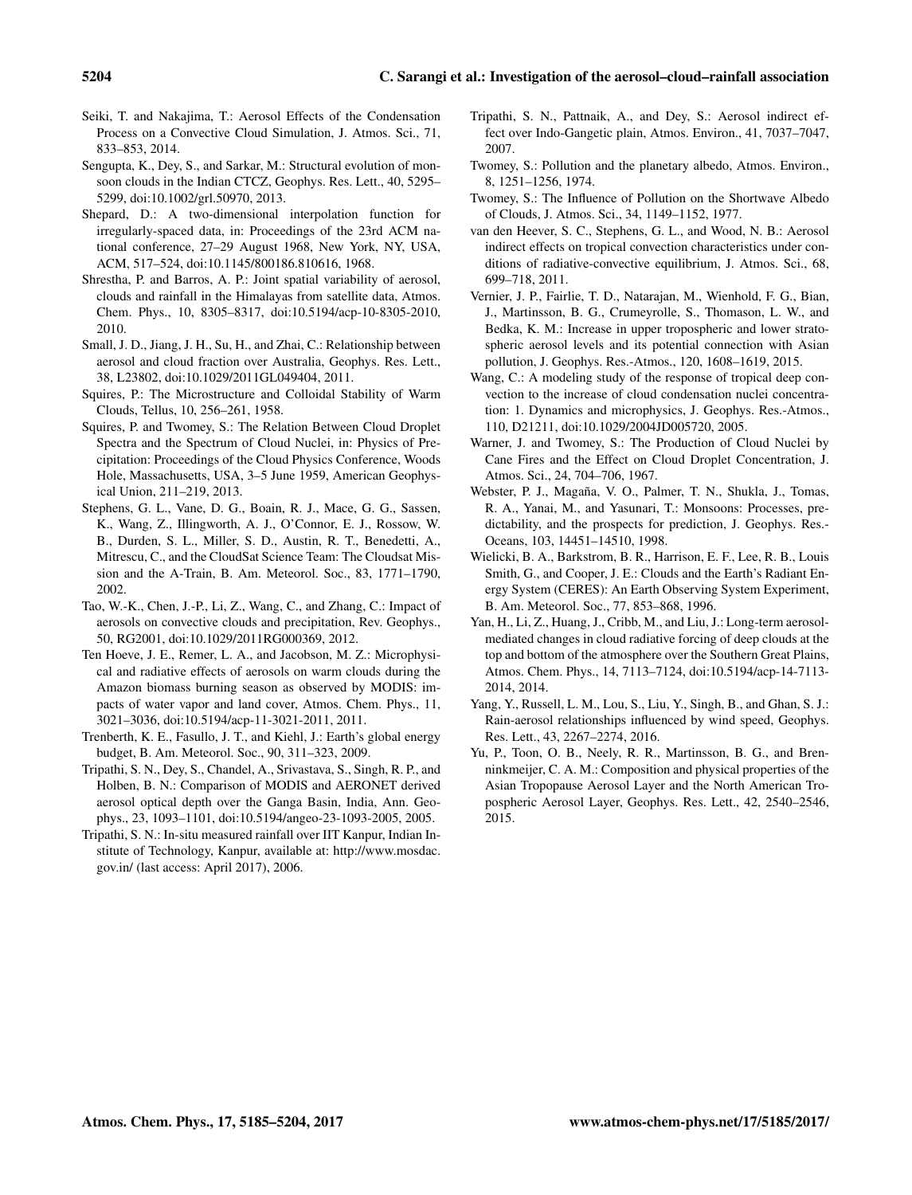Seiki, T. and Nakajima, T.: Aerosol Effects of the Condensation Process on a Convective Cloud Simulation, J. Atmos. Sci., 71, 833–853, 2014.

Sengupta, K., Dey, S., and Sarkar, M.: Structural evolution of monsoon clouds in the Indian CTCZ, Geophys. Res. Lett., 40, 5295–5299, doi:10.1002/grl.50970, 2013.

Shepard, D.: A two-dimensional interpolation function for irregularly-spaced data, in: Proceedings of the 23rd ACM national conference, 27–29 August 1968, New York, NY, USA, ACM, 517–524, doi:10.1145/800186.810616, 1968.

Shrestha, P. and Barros, A. P.: Joint spatial variability of aerosol, clouds and rainfall in the Himalayas from satellite data, Atmos. Chem. Phys., 10, 8305–8317, doi:10.5194/acp-10-8305-2010, 2010.

Small, J. D., Jiang, J. H., Su, H., and Zhai, C.: Relationship between aerosol and cloud fraction over Australia, Geophys. Res. Lett., 38, L23802, doi:10.1029/2011GL049404, 2011.

Squires, P.: The Microstructure and Colloidal Stability of Warm Clouds, Tellus, 10, 256–261, 1958.

Squires, P. and Twomey, S.: The Relation Between Cloud Droplet Spectra and the Spectrum of Cloud Nuclei, in: Physics of Precipitation: Proceedings of the Cloud Physics Conference, Woods Hole, Massachusetts, USA, 3–5 June 1959, American Geophysical Union, 211–219, 2013.

Stephens, G. L., Vane, D. G., Boain, R. J., Mace, G. G., Sassen, K., Wang, Z., Illingworth, A. J., O'Connor, E. J., Rossow, W. B., Durden, S. L., Miller, S. D., Austin, R. T., Benedetti, A., Mitrescu, C., and the CloudSat Science Team: The Cloudsat Mission and the A-Train, B. Am. Meteorol. Soc., 83, 1771–1790, 2002.

Tao, W.-K., Chen, J.-P., Li, Z., Wang, C., and Zhang, C.: Impact of aerosols on convective clouds and precipitation, Rev. Geophys., 50, RG2001, doi:10.1029/2011RG000369, 2012.

Ten Hoeve, J. E., Remer, L. A., and Jacobson, M. Z.: Microphysical and radiative effects of aerosols on warm clouds during the Amazon biomass burning season as observed by MODIS: impacts of water vapor and land cover, Atmos. Chem. Phys., 11, 3021–3036, doi:10.5194/acp-11-3021-2011, 2011.

Trenberth, K. E., Fasullo, J. T., and Kiehl, J.: Earth's global energy budget, B. Am. Meteorol. Soc., 90, 311–323, 2009.

Tripathi, S. N., Dey, S., Chandel, A., Srivastava, S., Singh, R. P., and Holben, B. N.: Comparison of MODIS and AERONET derived aerosol optical depth over the Ganga Basin, India, Ann. Geophys., 23, 1093–1101, doi:10.5194/angeo-23-1093-2005, 2005.

Tripathi, S. N.: In-situ measured rainfall over IIT Kanpur, Indian Institute of Technology, Kanpur, available at: http://www.mosdac.gov.in/ (last access: April 2017), 2006.

Tripathi, S. N., Pattnaik, A., and Dey, S.: Aerosol indirect effect over Indo-Gangetic plain, Atmos. Environ., 41, 7037–7047, 2007.

Twomey, S.: Pollution and the planetary albedo, Atmos. Environ., 8, 1251–1256, 1974.

Twomey, S.: The Influence of Pollution on the Shortwave Albedo of Clouds, J. Atmos. Sci., 34, 1149–1152, 1977.

van den Heever, S. C., Stephens, G. L., and Wood, N. B.: Aerosol indirect effects on tropical convection characteristics under conditions of radiative-convective equilibrium, J. Atmos. Sci., 68, 699–718, 2011.

Vernier, J. P., Fairlie, T. D., Natarajan, M., Wienhold, F. G., Bian, J., Martinsson, B. G., Crumeyrolle, S., Thomason, L. W., and Bedka, K. M.: Increase in upper tropospheric and lower stratospheric aerosol levels and its potential connection with Asian pollution, J. Geophys. Res.-Atmos., 120, 1608–1619, 2015.

Wang, C.: A modeling study of the response of tropical deep convection to the increase of cloud condensation nuclei concentration: 1. Dynamics and microphysics, J. Geophys. Res.-Atmos., 110, D21211, doi:10.1029/2004JD005720, 2005.

Warner, J. and Twomey, S.: The Production of Cloud Nuclei by Cane Fires and the Effect on Cloud Droplet Concentration, J. Atmos. Sci., 24, 704–706, 1967.

Webster, P. J., Magaña, V. O., Palmer, T. N., Shukla, J., Tomas, R. A., Yanai, M., and Yasunari, T.: Monsoons: Processes, predictability, and the prospects for prediction, J. Geophys. Res.-Oceans, 103, 14451–14510, 1998.

Wielicki, B. A., Barkstrom, B. R., Harrison, E. F., Lee, R. B., Louis Smith, G., and Cooper, J. E.: Clouds and the Earth's Radiant Energy System (CERES): An Earth Observing System Experiment, B. Am. Meteorol. Soc., 77, 853–868, 1996.

Yan, H., Li, Z., Huang, J., Cribb, M., and Liu, J.: Long-term aerosol-mediated changes in cloud radiative forcing of deep clouds at the top and bottom of the atmosphere over the Southern Great Plains, Atmos. Chem. Phys., 14, 7113–7124, doi:10.5194/acp-14-7113-2014, 2014.

Yang, Y., Russell, L. M., Lou, S., Liu, Y., Singh, B., and Ghan, S. J.: Rain-aerosol relationships influenced by wind speed, Geophys. Res. Lett., 43, 2267–2274, 2016.

Yu, P., Toon, O. B., Neely, R. R., Martinsson, B. G., and Brenninkmeijer, C. A. M.: Composition and physical properties of the Asian Tropopause Aerosol Layer and the North American Tropospheric Aerosol Layer, Geophys. Res. Lett., 42, 2540–2546, 2015.